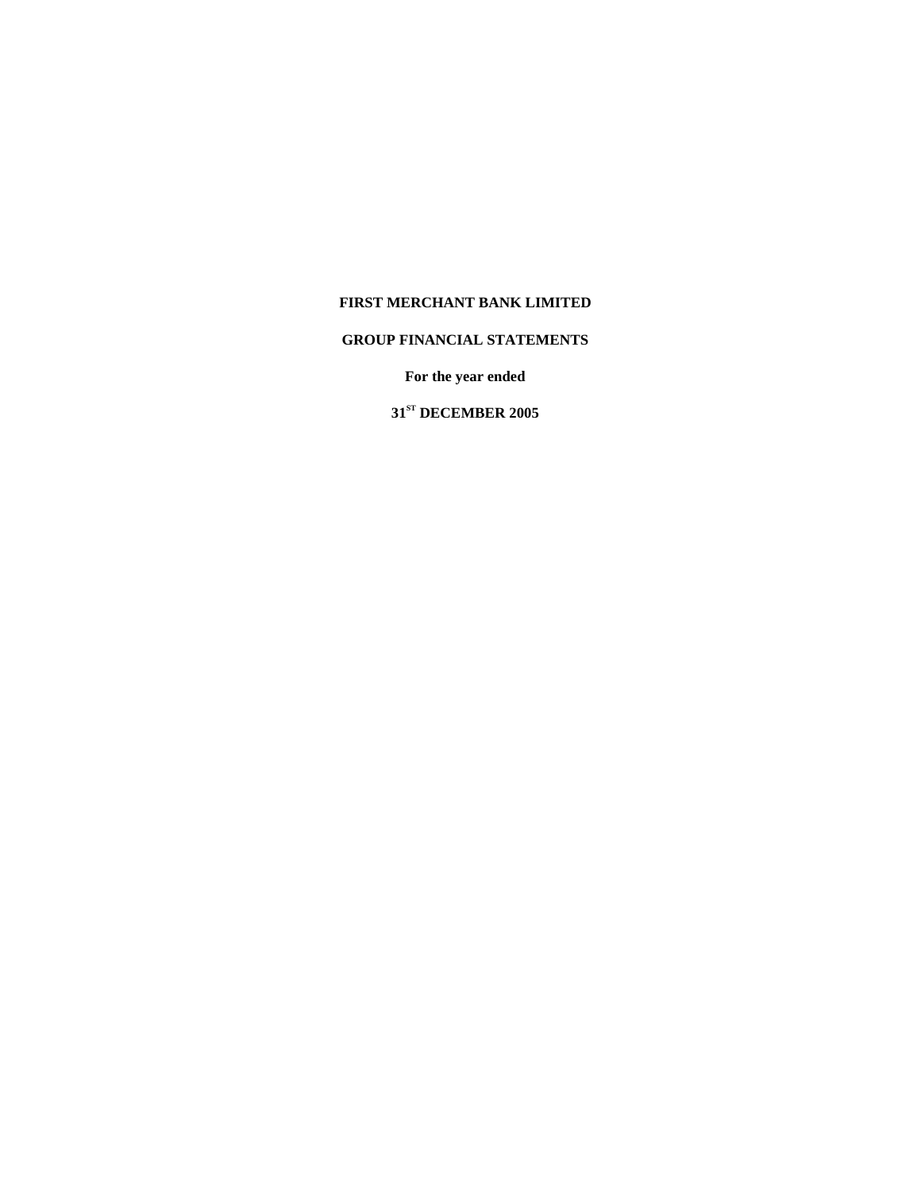# FIRST MERCHANT BANK LIMITED

## GROUP FINANCIAL STATEMENTS

**For the year ended**

**31ST DECEMBER 2005**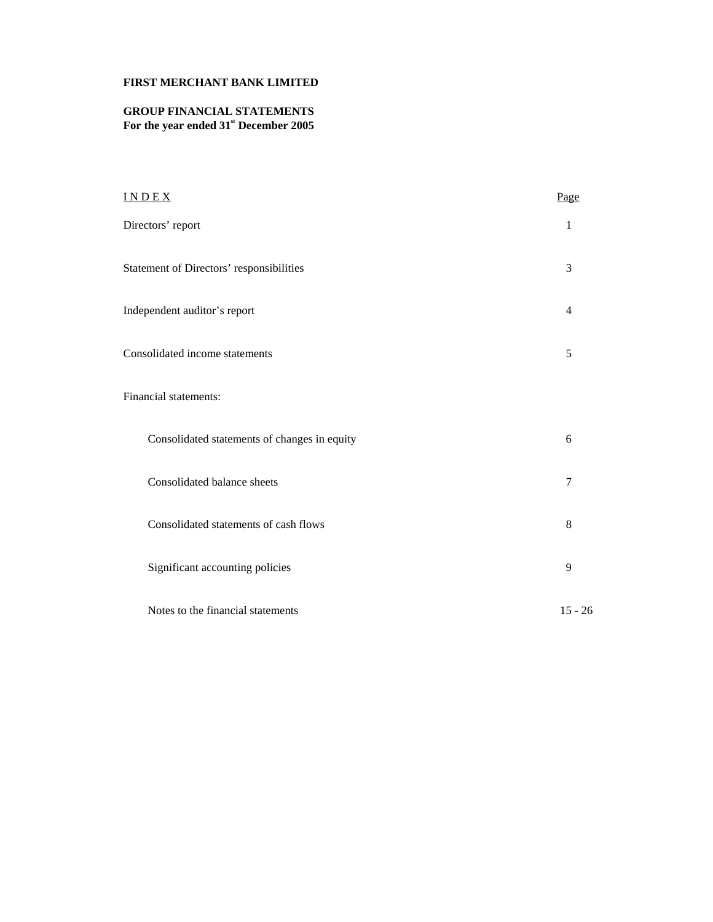**FIRST MERCHANT BANK LIMITED**

**GROUP FINANCIAL STATEMENTS**
**For the year ended 31st December 2005**

| I N D E X | Page |
|---|---|
| Directors' report | 1 |
| Statement of Directors' responsibilities | 3 |
| Independent auditor's report | 4 |
| Consolidated income statements | 5 |
| Financial statements: | |
| Consolidated statements of changes in equity | 6 |
| Consolidated balance sheets | 7 |
| Consolidated statements of cash flows | 8 |
| Significant accounting policies | 9 |
| Notes to the financial statements | 15 - 26 |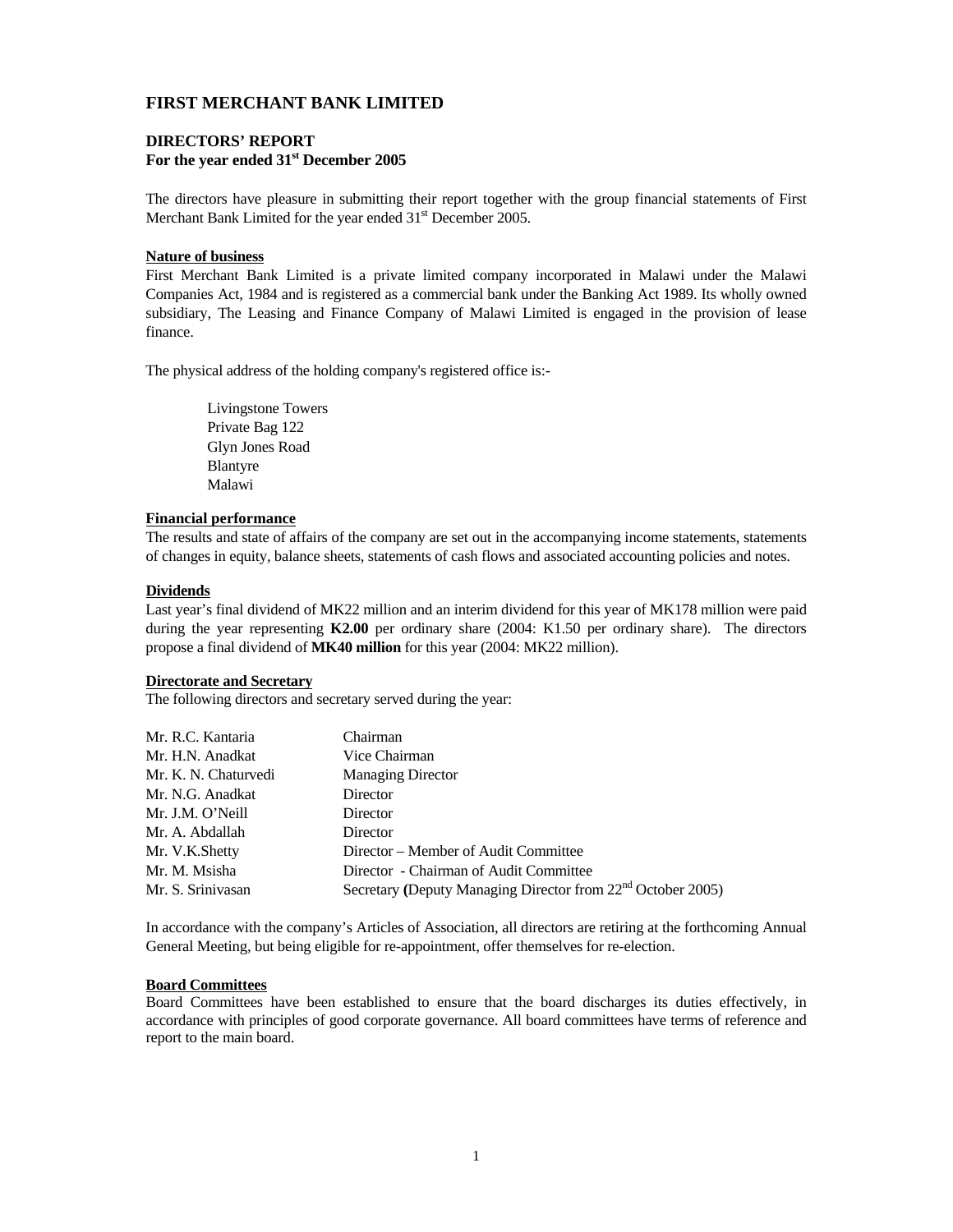# FIRST MERCHANT BANK LIMITED

## DIRECTORS' REPORT
**For the year ended 31st December 2005**

The directors have pleasure in submitting their report together with the group financial statements of First Merchant Bank Limited for the year ended 31st December 2005.

**Nature of business**

First Merchant Bank Limited is a private limited company incorporated in Malawi under the Malawi Companies Act, 1984 and is registered as a commercial bank under the Banking Act 1989. Its wholly owned subsidiary, The Leasing and Finance Company of Malawi Limited is engaged in the provision of lease finance.

The physical address of the holding company's registered office is:-

Livingstone Towers
Private Bag 122
Glyn Jones Road
Blantyre
Malawi

**Financial performance**

The results and state of affairs of the company are set out in the accompanying income statements, statements of changes in equity, balance sheets, statements of cash flows and associated accounting policies and notes.

**Dividends**

Last year's final dividend of MK22 million and an interim dividend for this year of MK178 million were paid during the year representing **K2.00** per ordinary share (2004: K1.50 per ordinary share). The directors propose a final dividend of **MK40 million** for this year (2004: MK22 million).

**Directorate and Secretary**

The following directors and secretary served during the year:

| | |
|---|---|
| Mr. R.C. Kantaria | Chairman |
| Mr. H.N. Anadkat | Vice Chairman |
| Mr. K. N. Chaturvedi | Managing Director |
| Mr. N.G. Anadkat | Director |
| Mr. J.M. O'Neill | Director |
| Mr. A. Abdallah | Director |
| Mr. V.K.Shetty | Director – Member of Audit Committee |
| Mr. M. Msisha | Director - Chairman of Audit Committee |
| Mr. S. Srinivasan | Secretary (Deputy Managing Director from 22nd October 2005) |

In accordance with the company's Articles of Association, all directors are retiring at the forthcoming Annual General Meeting, but being eligible for re-appointment, offer themselves for re-election.

**Board Committees**

Board Committees have been established to ensure that the board discharges its duties effectively, in accordance with principles of good corporate governance. All board committees have terms of reference and report to the main board.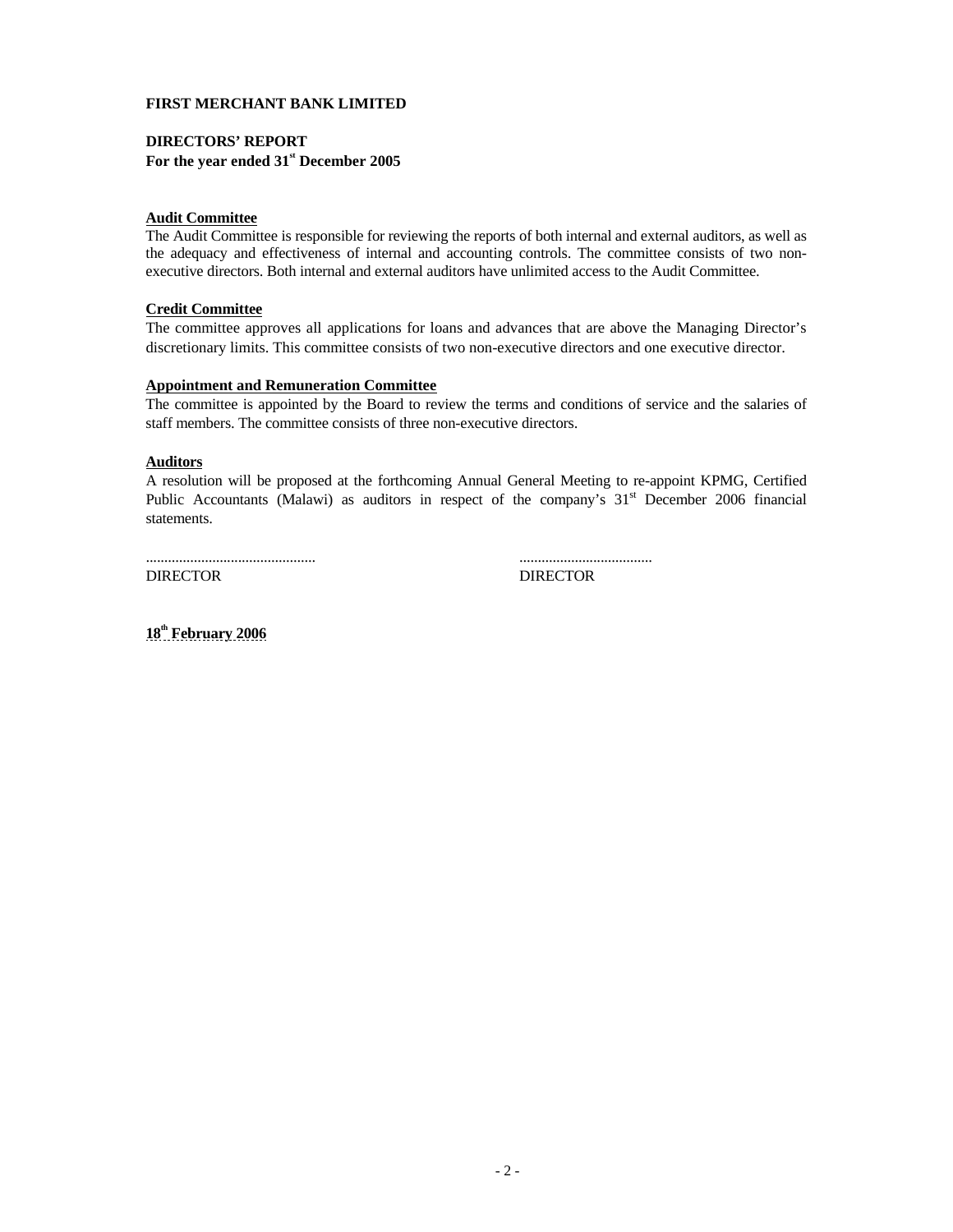**FIRST MERCHANT BANK LIMITED**

**DIRECTORS' REPORT**
**For the year ended 31st December 2005**

**Audit Committee**

The Audit Committee is responsible for reviewing the reports of both internal and external auditors, as well as the adequacy and effectiveness of internal and accounting controls. The committee consists of two non-executive directors. Both internal and external auditors have unlimited access to the Audit Committee.

**Credit Committee**

The committee approves all applications for loans and advances that are above the Managing Director's discretionary limits. This committee consists of two non-executive directors and one executive director.

**Appointment and Remuneration Committee**

The committee is appointed by the Board to review the terms and conditions of service and the salaries of staff members. The committee consists of three non-executive directors.

**Auditors**

A resolution will be proposed at the forthcoming Annual General Meeting to re-appoint KPMG, Certified Public Accountants (Malawi) as auditors in respect of the company's 31st December 2006 financial statements.

| .............................................. | .................................... |
|---|---|
| DIRECTOR | DIRECTOR |

**18th February 2006**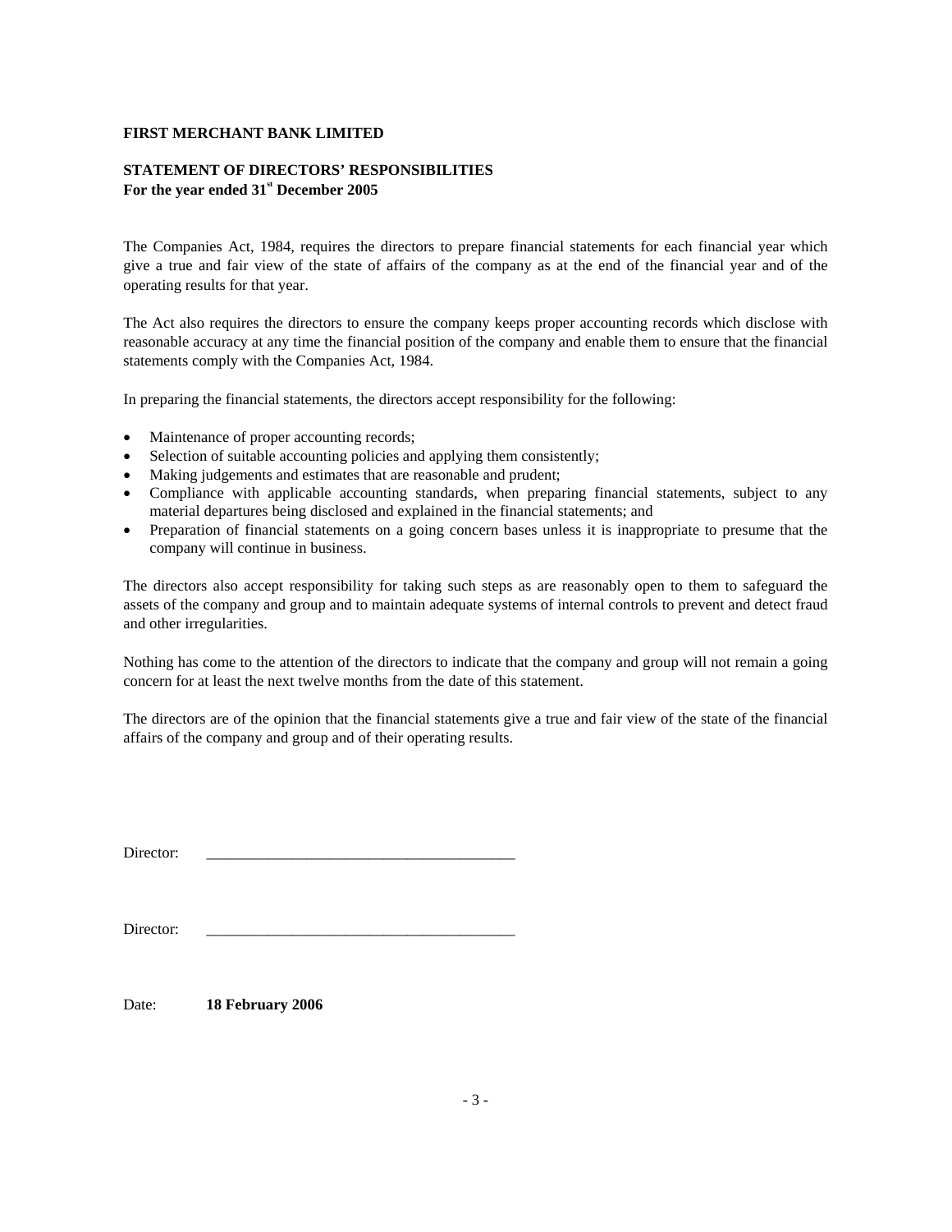**FIRST MERCHANT BANK LIMITED**

**STATEMENT OF DIRECTORS' RESPONSIBILITIES**
**For the year ended 31st December 2005**

The Companies Act, 1984, requires the directors to prepare financial statements for each financial year which give a true and fair view of the state of affairs of the company as at the end of the financial year and of the operating results for that year.

The Act also requires the directors to ensure the company keeps proper accounting records which disclose with reasonable accuracy at any time the financial position of the company and enable them to ensure that the financial statements comply with the Companies Act, 1984.

In preparing the financial statements, the directors accept responsibility for the following:

- Maintenance of proper accounting records;
- Selection of suitable accounting policies and applying them consistently;
- Making judgements and estimates that are reasonable and prudent;
- Compliance with applicable accounting standards, when preparing financial statements, subject to any material departures being disclosed and explained in the financial statements; and
- Preparation of financial statements on a going concern bases unless it is inappropriate to presume that the company will continue in business.

The directors also accept responsibility for taking such steps as are reasonably open to them to safeguard the assets of the company and group and to maintain adequate systems of internal controls to prevent and detect fraud and other irregularities.

Nothing has come to the attention of the directors to indicate that the company and group will not remain a going concern for at least the next twelve months from the date of this statement.

The directors are of the opinion that the financial statements give a true and fair view of the state of the financial affairs of the company and group and of their operating results.

Director: ________________________________________

Director: ________________________________________

Date: **18 February 2006**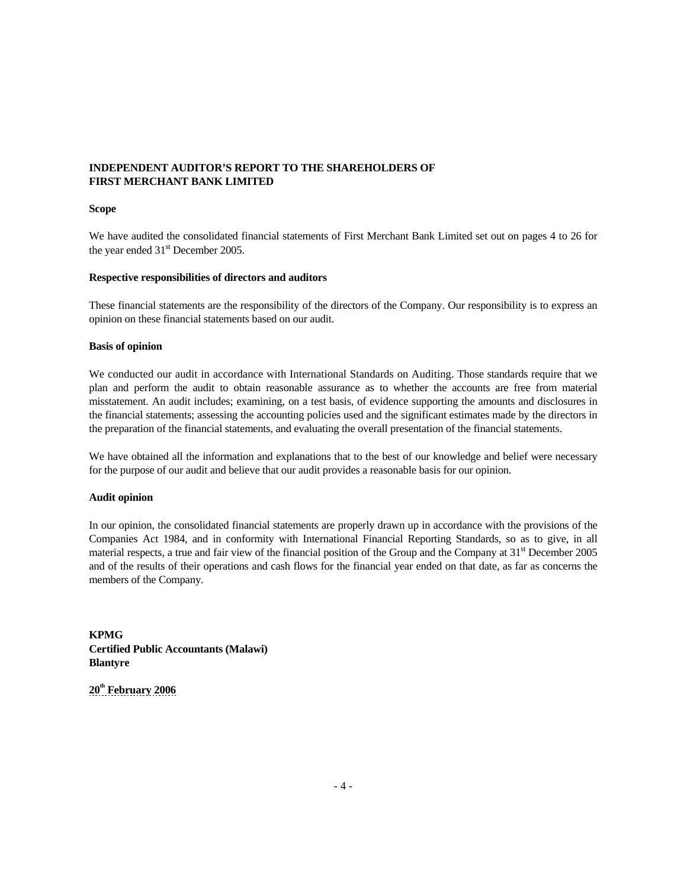**INDEPENDENT AUDITOR'S REPORT TO THE SHAREHOLDERS OF FIRST MERCHANT BANK LIMITED**

**Scope**

We have audited the consolidated financial statements of First Merchant Bank Limited set out on pages 4 to 26 for the year ended 31st December 2005.

**Respective responsibilities of directors and auditors**

These financial statements are the responsibility of the directors of the Company. Our responsibility is to express an opinion on these financial statements based on our audit.

**Basis of opinion**

We conducted our audit in accordance with International Standards on Auditing. Those standards require that we plan and perform the audit to obtain reasonable assurance as to whether the accounts are free from material misstatement. An audit includes; examining, on a test basis, of evidence supporting the amounts and disclosures in the financial statements; assessing the accounting policies used and the significant estimates made by the directors in the preparation of the financial statements, and evaluating the overall presentation of the financial statements.

We have obtained all the information and explanations that to the best of our knowledge and belief were necessary for the purpose of our audit and believe that our audit provides a reasonable basis for our opinion.

**Audit opinion**

In our opinion, the consolidated financial statements are properly drawn up in accordance with the provisions of the Companies Act 1984, and in conformity with International Financial Reporting Standards, so as to give, in all material respects, a true and fair view of the financial position of the Group and the Company at 31st December 2005 and of the results of their operations and cash flows for the financial year ended on that date, as far as concerns the members of the Company.

**KPMG**
**Certified Public Accountants (Malawi)**
**Blantyre**

**20th February 2006**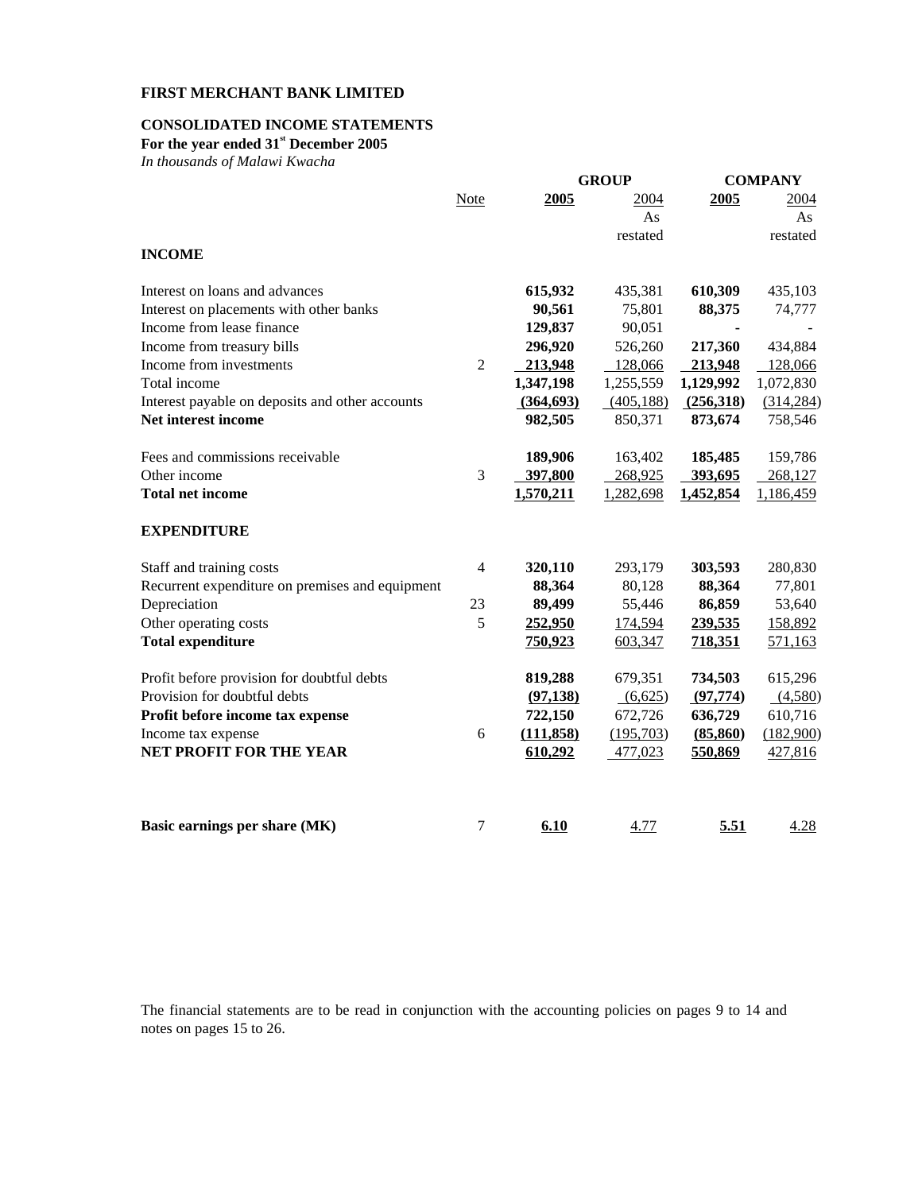**FIRST MERCHANT BANK LIMITED**

**CONSOLIDATED INCOME STATEMENTS**

**For the year ended 31st December 2005**

*In thousands of Malawi Kwacha*

| | Note | GROUP | | COMPANY | |
|---|---|---|---|---|---|
| | | **2005** | 2004 As restated | **2005** | 2004 As restated |
| **INCOME** | | | | | |
| Interest on loans and advances | | **615,932** | 435,381 | **610,309** | 435,103 |
| Interest on placements with other banks | | **90,561** | 75,801 | **88,375** | 74,777 |
| Income from lease finance | | **129,837** | 90,051 | **-** | - |
| Income from treasury bills | | **296,920** | 526,260 | **217,360** | 434,884 |
| Income from investments | 2 | **213,948** | 128,066 | **213,948** | 128,066 |
| Total income | | **1,347,198** | 1,255,559 | **1,129,992** | 1,072,830 |
| Interest payable on deposits and other accounts | | **(364,693)** | (405,188) | **(256,318)** | (314,284) |
| **Net interest income** | | **982,505** | 850,371 | **873,674** | 758,546 |
| Fees and commissions receivable | | **189,906** | 163,402 | **185,485** | 159,786 |
| Other income | 3 | **397,800** | 268,925 | **393,695** | 268,127 |
| **Total net income** | | **1,570,211** | 1,282,698 | **1,452,854** | 1,186,459 |
| **EXPENDITURE** | | | | | |
| Staff and training costs | 4 | **320,110** | 293,179 | **303,593** | 280,830 |
| Recurrent expenditure on premises and equipment | | **88,364** | 80,128 | **88,364** | 77,801 |
| Depreciation | 23 | **89,499** | 55,446 | **86,859** | 53,640 |
| Other operating costs | 5 | **252,950** | 174,594 | **239,535** | 158,892 |
| **Total expenditure** | | **750,923** | 603,347 | **718,351** | 571,163 |
| Profit before provision for doubtful debts | | **819,288** | 679,351 | **734,503** | 615,296 |
| Provision for doubtful debts | | **(97,138)** | (6,625) | **(97,774)** | (4,580) |
| **Profit before income tax expense** | | **722,150** | 672,726 | **636,729** | 610,716 |
| Income tax expense | 6 | **(111,858)** | (195,703) | **(85,860)** | (182,900) |
| **NET PROFIT FOR THE YEAR** | | **610,292** | 477,023 | **550,869** | 427,816 |
| **Basic earnings per share (MK)** | 7 | **6.10** | 4.77 | **5.51** | 4.28 |

The financial statements are to be read in conjunction with the accounting policies on pages 9 to 14 and notes on pages 15 to 26.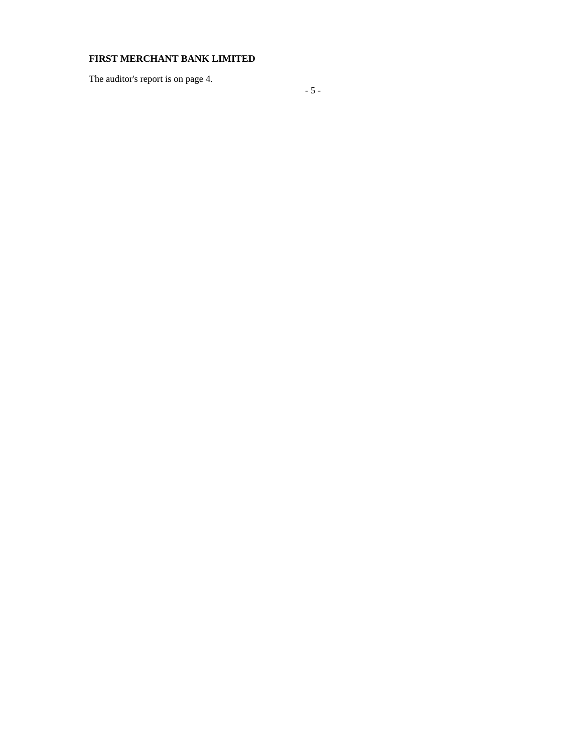**FIRST MERCHANT BANK LIMITED**

The auditor's report is on page 4.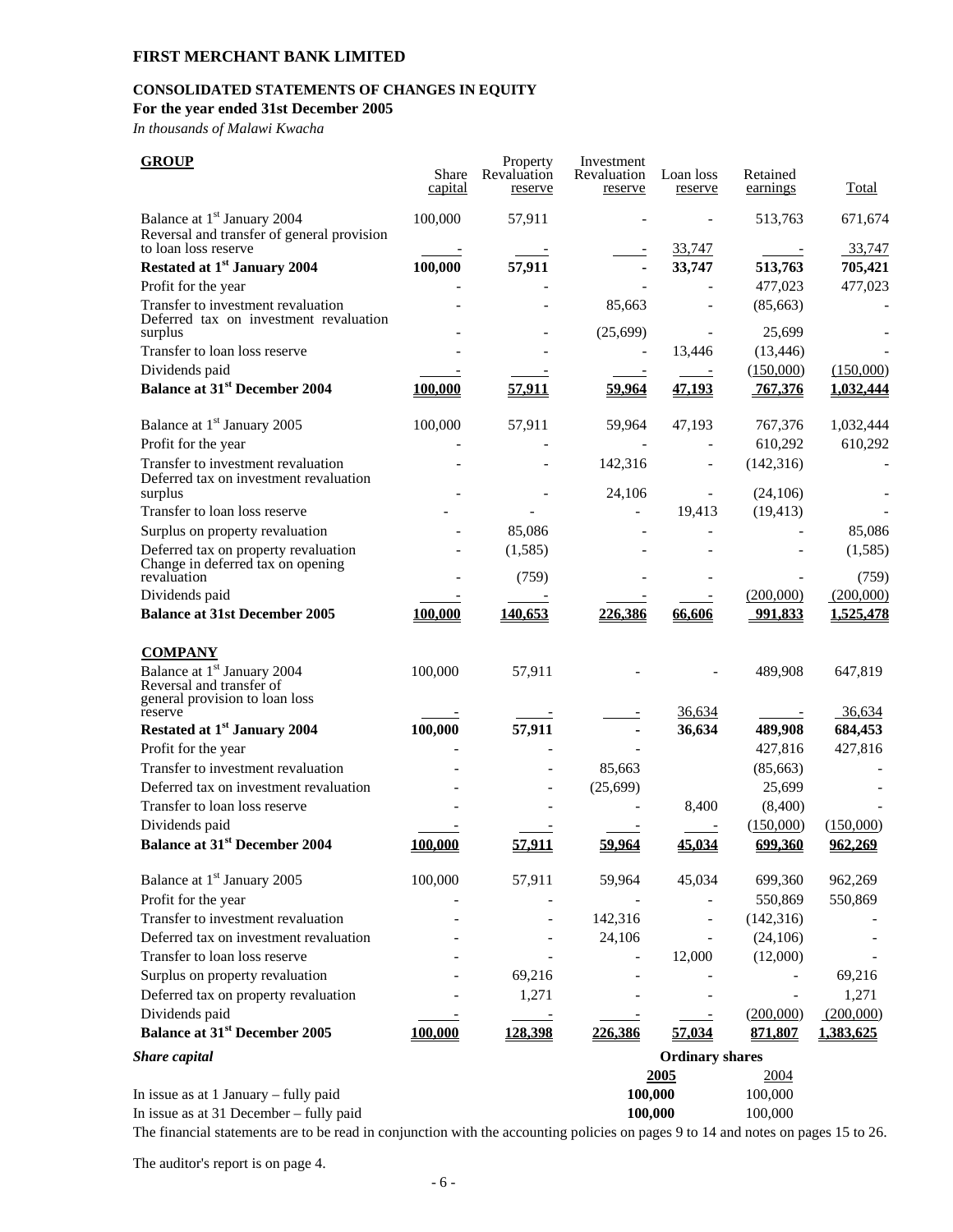**FIRST MERCHANT BANK LIMITED**

**CONSOLIDATED STATEMENTS OF CHANGES IN EQUITY**

**For the year ended 31st December 2005**

*In thousands of Malawi Kwacha*

| **GROUP** | Share capital | Property Revaluation reserve | Investment Revaluation reserve | Loan loss reserve | Retained earnings | Total |
|---|---|---|---|---|---|---|
| Balance at 1st January 2004 | 100,000 | 57,911 | - | - | 513,763 | 671,674 |
| Reversal and transfer of general provision to loan loss reserve | - | - | - | 33,747 | - | 33,747 |
| **Restated at 1st January 2004** | **100,000** | **57,911** | **-** | **33,747** | **513,763** | **705,421** |
| Profit for the year | - | - | - | - | 477,023 | 477,023 |
| Transfer to investment revaluation | - | - | 85,663 | - | (85,663) | - |
| Deferred tax on investment revaluation surplus | - | - | (25,699) | - | 25,699 | - |
| Transfer to loan loss reserve | - | - | - | 13,446 | (13,446) | - |
| Dividends paid | - | - | - | - | (150,000) | (150,000) |
| **Balance at 31st December 2004** | **100,000** | **57,911** | **59,964** | **47,193** | **767,376** | **1,032,444** |
| Balance at 1st January 2005 | 100,000 | 57,911 | 59,964 | 47,193 | 767,376 | 1,032,444 |
| Profit for the year | - | - | - | - | 610,292 | 610,292 |
| Transfer to investment revaluation | - | - | 142,316 | - | (142,316) | - |
| Deferred tax on investment revaluation surplus | - | - | 24,106 | - | (24,106) | - |
| Transfer to loan loss reserve | - | - | - | 19,413 | (19,413) | - |
| Surplus on property revaluation | - | 85,086 | - | - | - | 85,086 |
| Deferred tax on property revaluation | - | (1,585) | - | - | - | (1,585) |
| Change in deferred tax on opening revaluation | - | (759) | - | - | - | (759) |
| Dividends paid | - | - | - | - | (200,000) | (200,000) |
| **Balance at 31st December 2005** | **100,000** | **140,653** | **226,386** | **66,606** | **991,833** | **1,525,478** |

| **COMPANY** | Share capital | Property Revaluation reserve | Investment Revaluation reserve | Loan loss reserve | Retained earnings | Total |
|---|---|---|---|---|---|---|
| Balance at 1st January 2004 | 100,000 | 57,911 | - | - | 489,908 | 647,819 |
| Reversal and transfer of general provision to loan loss reserve | - | - | - | 36,634 | - | 36,634 |
| **Restated at 1st January 2004** | **100,000** | **57,911** | **-** | **36,634** | **489,908** | **684,453** |
| Profit for the year | - | - | - | | 427,816 | 427,816 |
| Transfer to investment revaluation | - | - | 85,663 | | (85,663) | - |
| Deferred tax on investment revaluation | - | - | (25,699) | | 25,699 | - |
| Transfer to loan loss reserve | - | - | - | 8,400 | (8,400) | - |
| Dividends paid | - | - | - | - | (150,000) | (150,000) |
| **Balance at 31st December 2004** | **100,000** | **57,911** | **59,964** | **45,034** | **699,360** | **962,269** |
| Balance at 1st January 2005 | 100,000 | 57,911 | 59,964 | 45,034 | 699,360 | 962,269 |
| Profit for the year | - | - | - | - | 550,869 | 550,869 |
| Transfer to investment revaluation | - | - | 142,316 | - | (142,316) | - |
| Deferred tax on investment revaluation | - | - | 24,106 | - | (24,106) | - |
| Transfer to loan loss reserve | - | - | - | 12,000 | (12,000) | - |
| Surplus on property revaluation | - | 69,216 | - | - | - | 69,216 |
| Deferred tax on property revaluation | - | 1,271 | - | - | - | 1,271 |
| Dividends paid | - | - | - | - | (200,000) | (200,000) |
| **Balance at 31st December 2005** | **100,000** | **128,398** | **226,386** | **57,034** | **871,807** | **1,383,625** |

***Share capital***

| | Ordinary shares | |
|---|---|---|
| | **2005** | 2004 |
| In issue as at 1 January – fully paid | **100,000** | 100,000 |
| In issue as at 31 December – fully paid | **100,000** | 100,000 |

The financial statements are to be read in conjunction with the accounting policies on pages 9 to 14 and notes on pages 15 to 26.

The auditor's report is on page 4.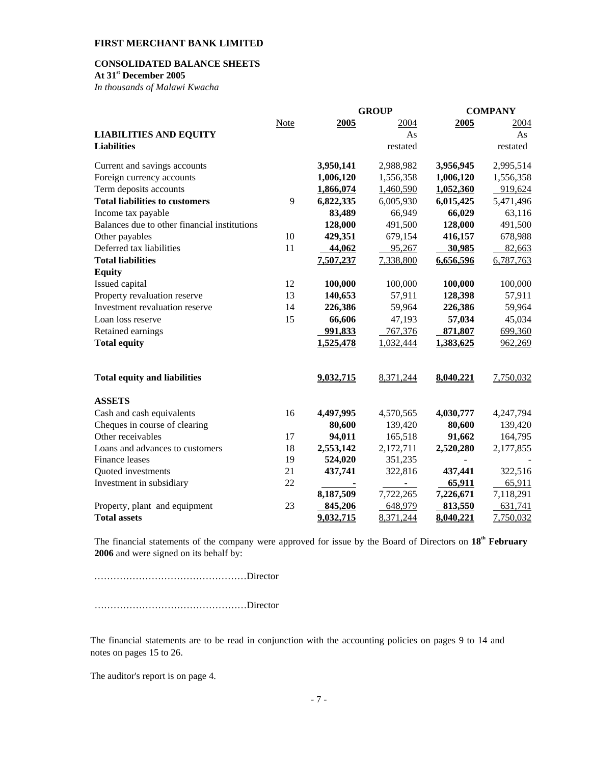**FIRST MERCHANT BANK LIMITED**

**CONSOLIDATED BALANCE SHEETS**
**At 31st December 2005**
*In thousands of Malawi Kwacha*

| | Note | GROUP | | COMPANY | |
|---|---|---|---|---|---|
| | | **2005** | 2004 As restated | **2005** | 2004 As restated |
| **LIABILITIES AND EQUITY** | | | | | |
| **Liabilities** | | | | | |
| Current and savings accounts | | **3,950,141** | 2,988,982 | **3,956,945** | 2,995,514 |
| Foreign currency accounts | | **1,006,120** | 1,556,358 | **1,006,120** | 1,556,358 |
| Term deposits accounts | | **1,866,074** | 1,460,590 | **1,052,360** | 919,624 |
| **Total liabilities to customers** | 9 | **6,822,335** | 6,005,930 | **6,015,425** | 5,471,496 |
| Income tax payable | | **83,489** | 66,949 | **66,029** | 63,116 |
| Balances due to other financial institutions | | **128,000** | 491,500 | **128,000** | 491,500 |
| Other payables | 10 | **429,351** | 679,154 | **416,157** | 678,988 |
| Deferred tax liabilities | 11 | **44,062** | 95,267 | **30,985** | 82,663 |
| **Total liabilities** | | **7,507,237** | 7,338,800 | **6,656,596** | 6,787,763 |
| **Equity** | | | | | |
| Issued capital | 12 | **100,000** | 100,000 | **100,000** | 100,000 |
| Property revaluation reserve | 13 | **140,653** | 57,911 | **128,398** | 57,911 |
| Investment revaluation reserve | 14 | **226,386** | 59,964 | **226,386** | 59,964 |
| Loan loss reserve | 15 | **66,606** | 47,193 | **57,034** | 45,034 |
| Retained earnings | | **991,833** | 767,376 | **871,807** | 699,360 |
| **Total equity** | | **1,525,478** | 1,032,444 | **1,383,625** | 962,269 |
| **Total equity and liabilities** | | **9,032,715** | 8,371,244 | **8,040,221** | 7,750,032 |
| **ASSETS** | | | | | |
| Cash and cash equivalents | 16 | **4,497,995** | 4,570,565 | **4,030,777** | 4,247,794 |
| Cheques in course of clearing | | **80,600** | 139,420 | **80,600** | 139,420 |
| Other receivables | 17 | **94,011** | 165,518 | **91,662** | 164,795 |
| Loans and advances to customers | 18 | **2,553,142** | 2,172,711 | **2,520,280** | 2,177,855 |
| Finance leases | 19 | **524,020** | 351,235 | **-** | - |
| Quoted investments | 21 | **437,741** | 322,816 | **437,441** | 322,516 |
| Investment in subsidiary | 22 | **-** | - | **65,911** | 65,911 |
| | | **8,187,509** | 7,722,265 | **7,226,671** | 7,118,291 |
| Property, plant and equipment | 23 | **845,206** | 648,979 | **813,550** | 631,741 |
| **Total assets** | | **9,032,715** | 8,371,244 | **8,040,221** | 7,750,032 |

The financial statements of the company were approved for issue by the Board of Directors on **18th February 2006** and were signed on its behalf by:

…………………………………………Director

…………………………………………Director

The financial statements are to be read in conjunction with the accounting policies on pages 9 to 14 and notes on pages 15 to 26.

The auditor's report is on page 4.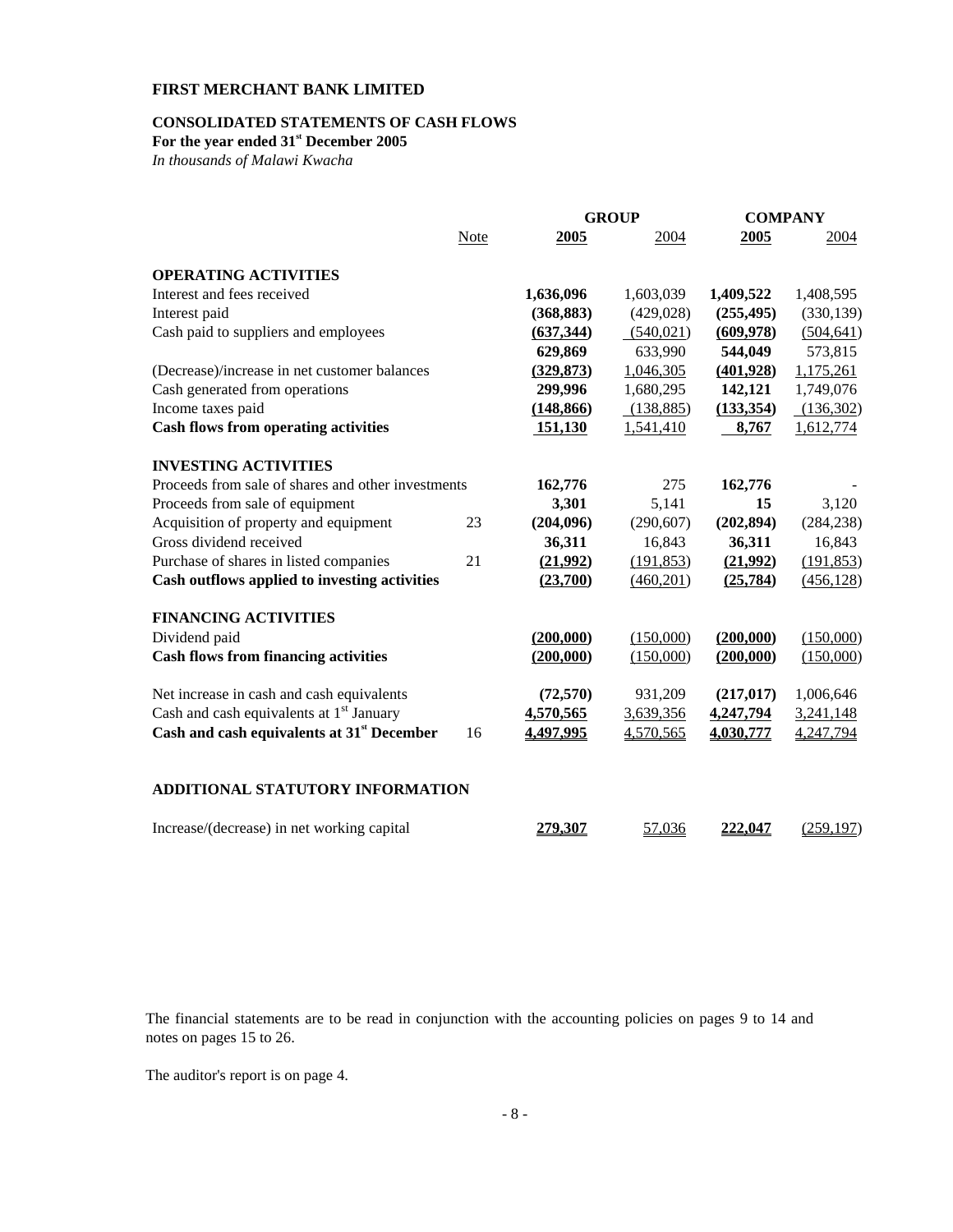**FIRST MERCHANT BANK LIMITED**

**CONSOLIDATED STATEMENTS OF CASH FLOWS**
**For the year ended 31st December 2005**
*In thousands of Malawi Kwacha*

| | Note | GROUP | | COMPANY | |
|---|---|---|---|---|---|
| | | **2005** | 2004 | **2005** | 2004 |
| **OPERATING ACTIVITIES** | | | | | |
| Interest and fees received | | **1,636,096** | 1,603,039 | **1,409,522** | 1,408,595 |
| Interest paid | | **(368,883)** | (429,028) | **(255,495)** | (330,139) |
| Cash paid to suppliers and employees | | **(637,344)** | (540,021) | **(609,978)** | (504,641) |
| | | **629,869** | 633,990 | **544,049** | 573,815 |
| (Decrease)/increase in net customer balances | | **(329,873)** | 1,046,305 | **(401,928)** | 1,175,261 |
| Cash generated from operations | | **299,996** | 1,680,295 | **142,121** | 1,749,076 |
| Income taxes paid | | **(148,866)** | (138,885) | **(133,354)** | (136,302) |
| **Cash flows from operating activities** | | **151,130** | 1,541,410 | **8,767** | 1,612,774 |
| **INVESTING ACTIVITIES** | | | | | |
| Proceeds from sale of shares and other investments | | **162,776** | 275 | **162,776** | - |
| Proceeds from sale of equipment | | **3,301** | 5,141 | **15** | 3,120 |
| Acquisition of property and equipment | 23 | **(204,096)** | (290,607) | **(202,894)** | (284,238) |
| Gross dividend received | | **36,311** | 16,843 | **36,311** | 16,843 |
| Purchase of shares in listed companies | 21 | **(21,992)** | (191,853) | **(21,992)** | (191,853) |
| **Cash outflows applied to investing activities** | | **(23,700)** | (460,201) | **(25,784)** | (456,128) |
| **FINANCING ACTIVITIES** | | | | | |
| Dividend paid | | **(200,000)** | (150,000) | **(200,000)** | (150,000) |
| **Cash flows from financing activities** | | **(200,000)** | (150,000) | **(200,000)** | (150,000) |
| Net increase in cash and cash equivalents | | **(72,570)** | 931,209 | **(217,017)** | 1,006,646 |
| Cash and cash equivalents at 1st January | | **4,570,565** | 3,639,356 | **4,247,794** | 3,241,148 |
| **Cash and cash equivalents at 31st December** | 16 | **4,497,995** | 4,570,565 | **4,030,777** | 4,247,794 |

**ADDITIONAL STATUTORY INFORMATION**

| | | | | | |
|---|---|---|---|---|---|
| Increase/(decrease) in net working capital | | **279,307** | 57,036 | **222,047** | (259,197) |

The financial statements are to be read in conjunction with the accounting policies on pages 9 to 14 and notes on pages 15 to 26.

The auditor's report is on page 4.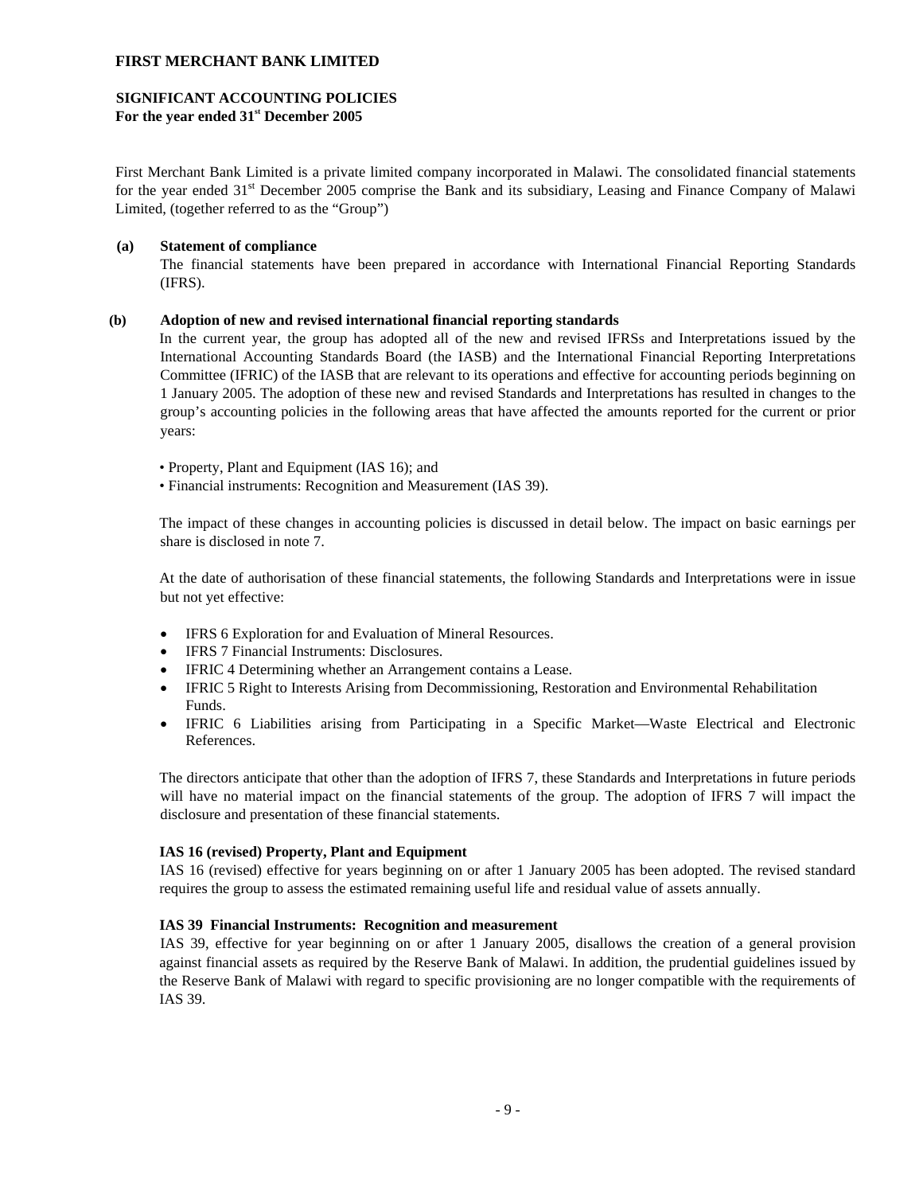**FIRST MERCHANT BANK LIMITED**

**SIGNIFICANT ACCOUNTING POLICIES**
**For the year ended 31st December 2005**

First Merchant Bank Limited is a private limited company incorporated in Malawi. The consolidated financial statements for the year ended 31st December 2005 comprise the Bank and its subsidiary, Leasing and Finance Company of Malawi Limited, (together referred to as the "Group")

**(a) Statement of compliance**

The financial statements have been prepared in accordance with International Financial Reporting Standards (IFRS).

**(b) Adoption of new and revised international financial reporting standards**

In the current year, the group has adopted all of the new and revised IFRSs and Interpretations issued by the International Accounting Standards Board (the IASB) and the International Financial Reporting Interpretations Committee (IFRIC) of the IASB that are relevant to its operations and effective for accounting periods beginning on 1 January 2005. The adoption of these new and revised Standards and Interpretations has resulted in changes to the group's accounting policies in the following areas that have affected the amounts reported for the current or prior years:

- Property, Plant and Equipment (IAS 16); and
- Financial instruments: Recognition and Measurement (IAS 39).

The impact of these changes in accounting policies is discussed in detail below. The impact on basic earnings per share is disclosed in note 7.

At the date of authorisation of these financial statements, the following Standards and Interpretations were in issue but not yet effective:

- IFRS 6 Exploration for and Evaluation of Mineral Resources.
- IFRS 7 Financial Instruments: Disclosures.
- IFRIC 4 Determining whether an Arrangement contains a Lease.
- IFRIC 5 Right to Interests Arising from Decommissioning, Restoration and Environmental Rehabilitation Funds.
- IFRIC 6 Liabilities arising from Participating in a Specific Market—Waste Electrical and Electronic References.

The directors anticipate that other than the adoption of IFRS 7, these Standards and Interpretations in future periods will have no material impact on the financial statements of the group. The adoption of IFRS 7 will impact the disclosure and presentation of these financial statements.

**IAS 16 (revised) Property, Plant and Equipment**

IAS 16 (revised) effective for years beginning on or after 1 January 2005 has been adopted. The revised standard requires the group to assess the estimated remaining useful life and residual value of assets annually.

**IAS 39 Financial Instruments: Recognition and measurement**

IAS 39, effective for year beginning on or after 1 January 2005, disallows the creation of a general provision against financial assets as required by the Reserve Bank of Malawi. In addition, the prudential guidelines issued by the Reserve Bank of Malawi with regard to specific provisioning are no longer compatible with the requirements of IAS 39.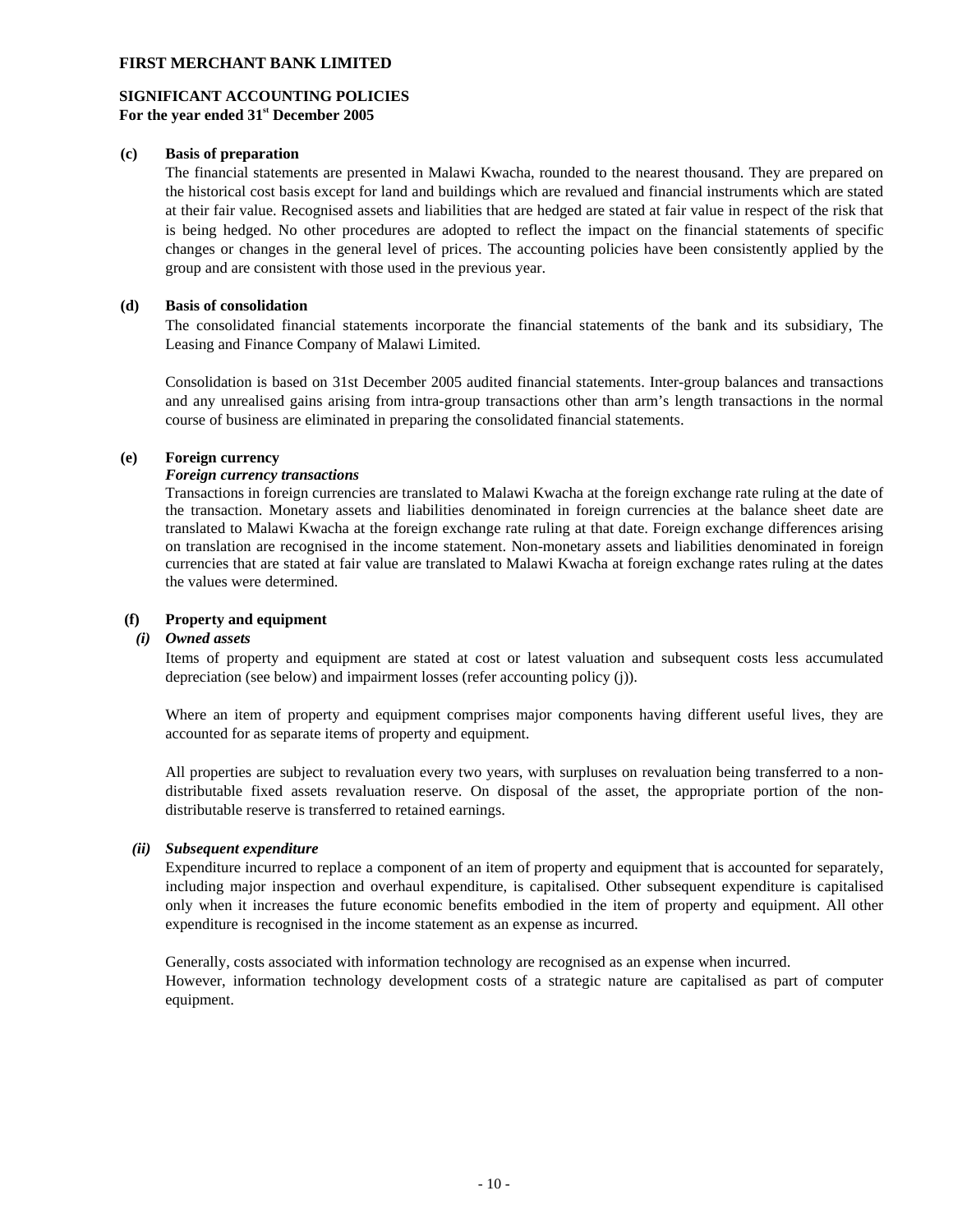# FIRST MERCHANT BANK LIMITED

## SIGNIFICANT ACCOUNTING POLICIES
**For the year ended 31st December 2005**

**(c) Basis of preparation**

The financial statements are presented in Malawi Kwacha, rounded to the nearest thousand. They are prepared on the historical cost basis except for land and buildings which are revalued and financial instruments which are stated at their fair value. Recognised assets and liabilities that are hedged are stated at fair value in respect of the risk that is being hedged. No other procedures are adopted to reflect the impact on the financial statements of specific changes or changes in the general level of prices. The accounting policies have been consistently applied by the group and are consistent with those used in the previous year.

**(d) Basis of consolidation**

The consolidated financial statements incorporate the financial statements of the bank and its subsidiary, The Leasing and Finance Company of Malawi Limited.

Consolidation is based on 31st December 2005 audited financial statements. Inter-group balances and transactions and any unrealised gains arising from intra-group transactions other than arm's length transactions in the normal course of business are eliminated in preparing the consolidated financial statements.

**(e) Foreign currency**

***Foreign currency transactions***

Transactions in foreign currencies are translated to Malawi Kwacha at the foreign exchange rate ruling at the date of the transaction. Monetary assets and liabilities denominated in foreign currencies at the balance sheet date are translated to Malawi Kwacha at the foreign exchange rate ruling at that date. Foreign exchange differences arising on translation are recognised in the income statement. Non-monetary assets and liabilities denominated in foreign currencies that are stated at fair value are translated to Malawi Kwacha at foreign exchange rates ruling at the dates the values were determined.

**(f) Property and equipment**

***(i) Owned assets***

Items of property and equipment are stated at cost or latest valuation and subsequent costs less accumulated depreciation (see below) and impairment losses (refer accounting policy (j)).

Where an item of property and equipment comprises major components having different useful lives, they are accounted for as separate items of property and equipment.

All properties are subject to revaluation every two years, with surpluses on revaluation being transferred to a non-distributable fixed assets revaluation reserve. On disposal of the asset, the appropriate portion of the non-distributable reserve is transferred to retained earnings.

***(ii) Subsequent expenditure***

Expenditure incurred to replace a component of an item of property and equipment that is accounted for separately, including major inspection and overhaul expenditure, is capitalised. Other subsequent expenditure is capitalised only when it increases the future economic benefits embodied in the item of property and equipment. All other expenditure is recognised in the income statement as an expense as incurred.

Generally, costs associated with information technology are recognised as an expense when incurred.
However, information technology development costs of a strategic nature are capitalised as part of computer equipment.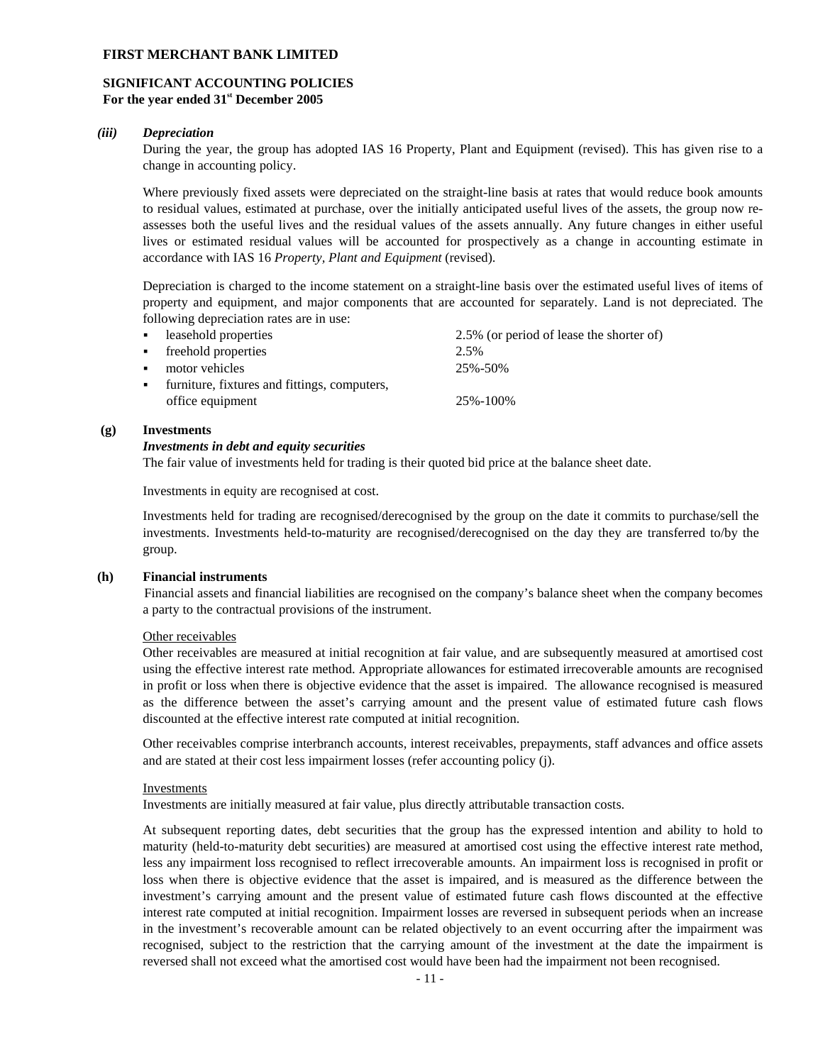# FIRST MERCHANT BANK LIMITED

## SIGNIFICANT ACCOUNTING POLICIES
**For the year ended 31st December 2005**

***(iii) Depreciation***

During the year, the group has adopted IAS 16 Property, Plant and Equipment (revised). This has given rise to a change in accounting policy.

Where previously fixed assets were depreciated on the straight-line basis at rates that would reduce book amounts to residual values, estimated at purchase, over the initially anticipated useful lives of the assets, the group now re-assesses both the useful lives and the residual values of the assets annually. Any future changes in either useful lives or estimated residual values will be accounted for prospectively as a change in accounting estimate in accordance with IAS 16 *Property, Plant and Equipment* (revised).

Depreciation is charged to the income statement on a straight-line basis over the estimated useful lives of items of property and equipment, and major components that are accounted for separately. Land is not depreciated. The following depreciation rates are in use:

| | |
|---|---|
| ▪ leasehold properties | 2.5% (or period of lease the shorter of) |
| ▪ freehold properties | 2.5% |
| ▪ motor vehicles | 25%-50% |
| ▪ furniture, fixtures and fittings, computers, office equipment | 25%-100% |

### (g) Investments

***Investments in debt and equity securities***

The fair value of investments held for trading is their quoted bid price at the balance sheet date.

Investments in equity are recognised at cost.

Investments held for trading are recognised/derecognised by the group on the date it commits to purchase/sell the investments. Investments held-to-maturity are recognised/derecognised on the day they are transferred to/by the group.

### (h) Financial instruments

Financial assets and financial liabilities are recognised on the company's balance sheet when the company becomes a party to the contractual provisions of the instrument.

Other receivables

Other receivables are measured at initial recognition at fair value, and are subsequently measured at amortised cost using the effective interest rate method. Appropriate allowances for estimated irrecoverable amounts are recognised in profit or loss when there is objective evidence that the asset is impaired. The allowance recognised is measured as the difference between the asset's carrying amount and the present value of estimated future cash flows discounted at the effective interest rate computed at initial recognition.

Other receivables comprise interbranch accounts, interest receivables, prepayments, staff advances and office assets and are stated at their cost less impairment losses (refer accounting policy (j).

Investments

Investments are initially measured at fair value, plus directly attributable transaction costs.

At subsequent reporting dates, debt securities that the group has the expressed intention and ability to hold to maturity (held-to-maturity debt securities) are measured at amortised cost using the effective interest rate method, less any impairment loss recognised to reflect irrecoverable amounts. An impairment loss is recognised in profit or loss when there is objective evidence that the asset is impaired, and is measured as the difference between the investment's carrying amount and the present value of estimated future cash flows discounted at the effective interest rate computed at initial recognition. Impairment losses are reversed in subsequent periods when an increase in the investment's recoverable amount can be related objectively to an event occurring after the impairment was recognised, subject to the restriction that the carrying amount of the investment at the date the impairment is reversed shall not exceed what the amortised cost would have been had the impairment not been recognised.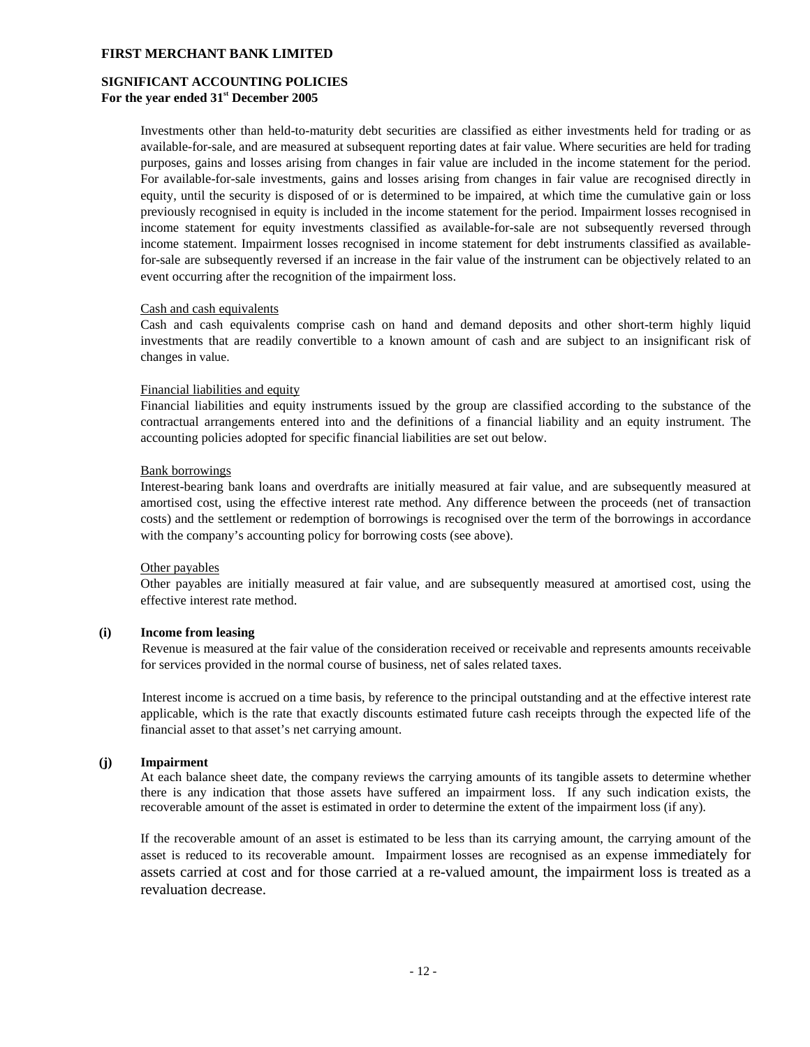Investments other than held-to-maturity debt securities are classified as either investments held for trading or as available-for-sale, and are measured at subsequent reporting dates at fair value. Where securities are held for trading purposes, gains and losses arising from changes in fair value are included in the income statement for the period. For available-for-sale investments, gains and losses arising from changes in fair value are recognised directly in equity, until the security is disposed of or is determined to be impaired, at which time the cumulative gain or loss previously recognised in equity is included in the income statement for the period. Impairment losses recognised in income statement for equity investments classified as available-for-sale are not subsequently reversed through income statement. Impairment losses recognised in income statement for debt instruments classified as available-for-sale are subsequently reversed if an increase in the fair value of the instrument can be objectively related to an event occurring after the recognition of the impairment loss.

Cash and cash equivalents

Cash and cash equivalents comprise cash on hand and demand deposits and other short-term highly liquid investments that are readily convertible to a known amount of cash and are subject to an insignificant risk of changes in value.

Financial liabilities and equity

Financial liabilities and equity instruments issued by the group are classified according to the substance of the contractual arrangements entered into and the definitions of a financial liability and an equity instrument. The accounting policies adopted for specific financial liabilities are set out below.

Bank borrowings

Interest-bearing bank loans and overdrafts are initially measured at fair value, and are subsequently measured at amortised cost, using the effective interest rate method. Any difference between the proceeds (net of transaction costs) and the settlement or redemption of borrowings is recognised over the term of the borrowings in accordance with the company's accounting policy for borrowing costs (see above).

Other payables

Other payables are initially measured at fair value, and are subsequently measured at amortised cost, using the effective interest rate method.

**(i) Income from leasing**

Revenue is measured at the fair value of the consideration received or receivable and represents amounts receivable for services provided in the normal course of business, net of sales related taxes.

Interest income is accrued on a time basis, by reference to the principal outstanding and at the effective interest rate applicable, which is the rate that exactly discounts estimated future cash receipts through the expected life of the financial asset to that asset's net carrying amount.

**(j) Impairment**

At each balance sheet date, the company reviews the carrying amounts of its tangible assets to determine whether there is any indication that those assets have suffered an impairment loss. If any such indication exists, the recoverable amount of the asset is estimated in order to determine the extent of the impairment loss (if any).

If the recoverable amount of an asset is estimated to be less than its carrying amount, the carrying amount of the asset is reduced to its recoverable amount. Impairment losses are recognised as an expense immediately for assets carried at cost and for those carried at a re-valued amount, the impairment loss is treated as a revaluation decrease.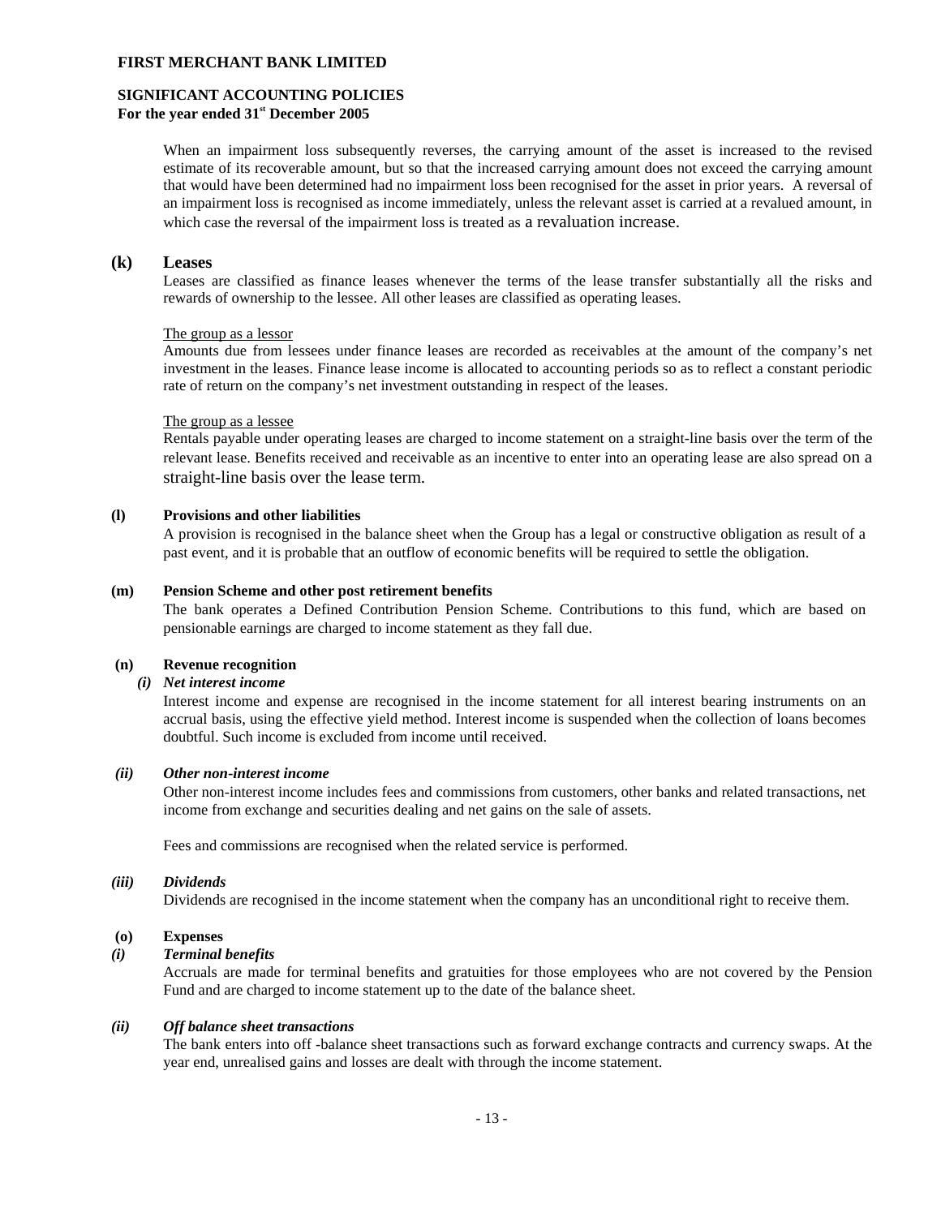When an impairment loss subsequently reverses, the carrying amount of the asset is increased to the revised estimate of its recoverable amount, but so that the increased carrying amount does not exceed the carrying amount that would have been determined had no impairment loss been recognised for the asset in prior years. A reversal of an impairment loss is recognised as income immediately, unless the relevant asset is carried at a revalued amount, in which case the reversal of the impairment loss is treated as a revaluation increase.

## (k) Leases

Leases are classified as finance leases whenever the terms of the lease transfer substantially all the risks and rewards of ownership to the lessee. All other leases are classified as operating leases.

The group as a lessor

Amounts due from lessees under finance leases are recorded as receivables at the amount of the company's net investment in the leases. Finance lease income is allocated to accounting periods so as to reflect a constant periodic rate of return on the company's net investment outstanding in respect of the leases.

The group as a lessee

Rentals payable under operating leases are charged to income statement on a straight-line basis over the term of the relevant lease. Benefits received and receivable as an incentive to enter into an operating lease are also spread on a straight-line basis over the lease term.

### (l) Provisions and other liabilities

A provision is recognised in the balance sheet when the Group has a legal or constructive obligation as result of a past event, and it is probable that an outflow of economic benefits will be required to settle the obligation.

### (m) Pension Scheme and other post retirement benefits

The bank operates a Defined Contribution Pension Scheme. Contributions to this fund, which are based on pensionable earnings are charged to income statement as they fall due.

### (n) Revenue recognition

***(i) Net interest income***

Interest income and expense are recognised in the income statement for all interest bearing instruments on an accrual basis, using the effective yield method. Interest income is suspended when the collection of loans becomes doubtful. Such income is excluded from income until received.

***(ii) Other non-interest income***

Other non-interest income includes fees and commissions from customers, other banks and related transactions, net income from exchange and securities dealing and net gains on the sale of assets.

Fees and commissions are recognised when the related service is performed.

***(iii) Dividends***

Dividends are recognised in the income statement when the company has an unconditional right to receive them.

### (o) Expenses

***(i) Terminal benefits***

Accruals are made for terminal benefits and gratuities for those employees who are not covered by the Pension Fund and are charged to income statement up to the date of the balance sheet.

***(ii) Off balance sheet transactions***

The bank enters into off -balance sheet transactions such as forward exchange contracts and currency swaps. At the year end, unrealised gains and losses are dealt with through the income statement.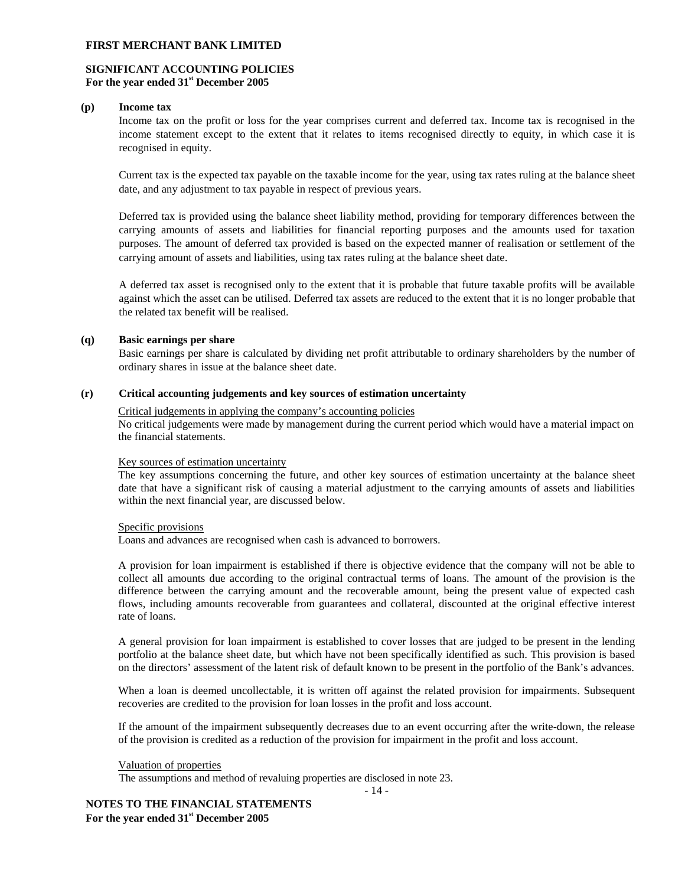### (p) Income tax

Income tax on the profit or loss for the year comprises current and deferred tax. Income tax is recognised in the income statement except to the extent that it relates to items recognised directly to equity, in which case it is recognised in equity.

Current tax is the expected tax payable on the taxable income for the year, using tax rates ruling at the balance sheet date, and any adjustment to tax payable in respect of previous years.

Deferred tax is provided using the balance sheet liability method, providing for temporary differences between the carrying amounts of assets and liabilities for financial reporting purposes and the amounts used for taxation purposes. The amount of deferred tax provided is based on the expected manner of realisation or settlement of the carrying amount of assets and liabilities, using tax rates ruling at the balance sheet date.

A deferred tax asset is recognised only to the extent that it is probable that future taxable profits will be available against which the asset can be utilised. Deferred tax assets are reduced to the extent that it is no longer probable that the related tax benefit will be realised.

### (q) Basic earnings per share

Basic earnings per share is calculated by dividing net profit attributable to ordinary shareholders by the number of ordinary shares in issue at the balance sheet date.

### (r) Critical accounting judgements and key sources of estimation uncertainty

Critical judgements in applying the company's accounting policies

No critical judgements were made by management during the current period which would have a material impact on the financial statements.

Key sources of estimation uncertainty

The key assumptions concerning the future, and other key sources of estimation uncertainty at the balance sheet date that have a significant risk of causing a material adjustment to the carrying amounts of assets and liabilities within the next financial year, are discussed below.

Specific provisions

Loans and advances are recognised when cash is advanced to borrowers.

A provision for loan impairment is established if there is objective evidence that the company will not be able to collect all amounts due according to the original contractual terms of loans. The amount of the provision is the difference between the carrying amount and the recoverable amount, being the present value of expected cash flows, including amounts recoverable from guarantees and collateral, discounted at the original effective interest rate of loans.

A general provision for loan impairment is established to cover losses that are judged to be present in the lending portfolio at the balance sheet date, but which have not been specifically identified as such. This provision is based on the directors' assessment of the latent risk of default known to be present in the portfolio of the Bank's advances.

When a loan is deemed uncollectable, it is written off against the related provision for impairments. Subsequent recoveries are credited to the provision for loan losses in the profit and loss account.

If the amount of the impairment subsequently decreases due to an event occurring after the write-down, the release of the provision is credited as a reduction of the provision for impairment in the profit and loss account.

Valuation of properties

The assumptions and method of revaluing properties are disclosed in note 23.

**NOTES TO THE FINANCIAL STATEMENTS**
**For the year ended 31st December 2005**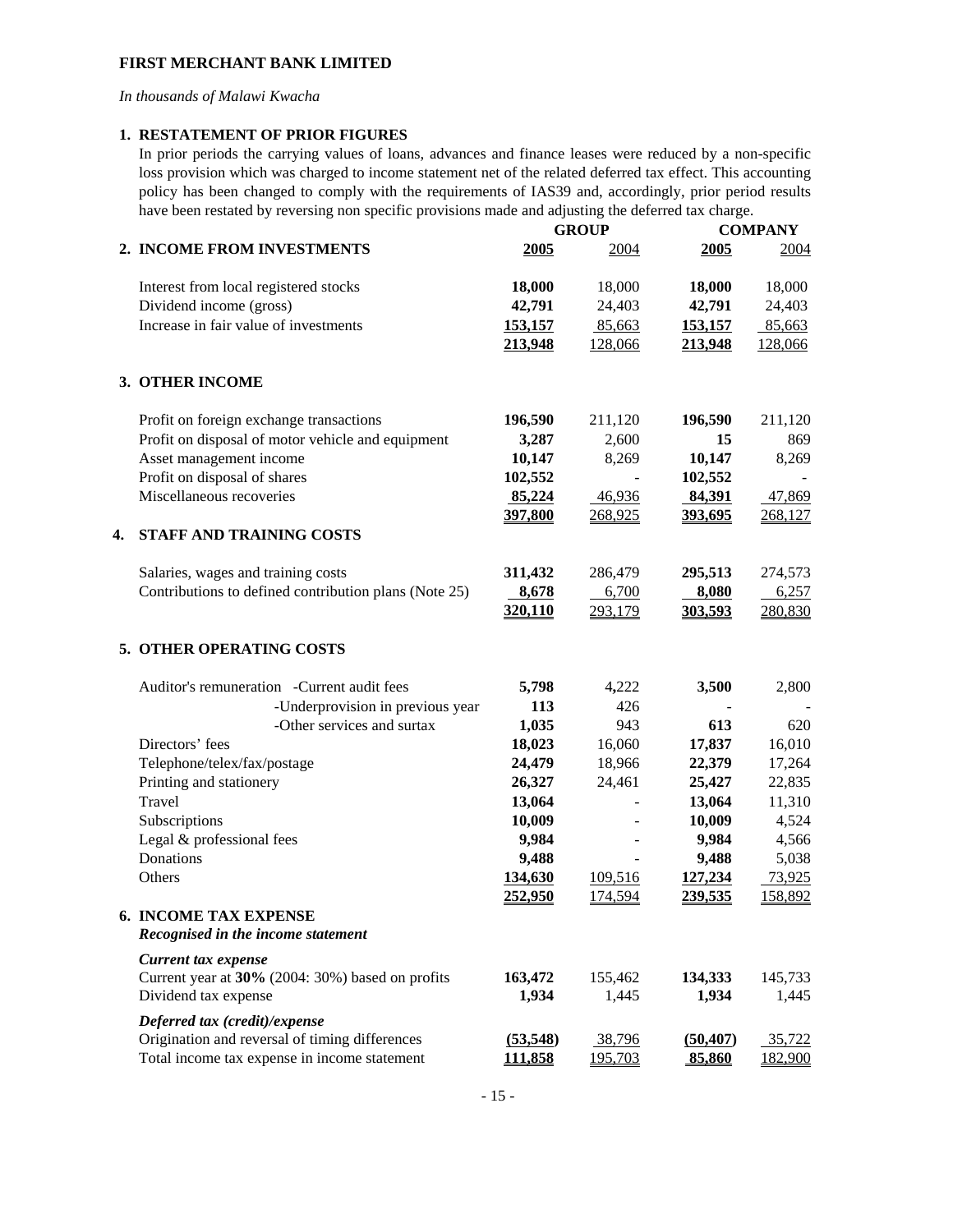**FIRST MERCHANT BANK LIMITED**

*In thousands of Malawi Kwacha*

## 1. RESTATEMENT OF PRIOR FIGURES

In prior periods the carrying values of loans, advances and finance leases were reduced by a non-specific loss provision which was charged to income statement net of the related deferred tax effect. This accounting policy has been changed to comply with the requirements of IAS39 and, accordingly, prior period results have been restated by reversing non specific provisions made and adjusting the deferred tax charge.

| | GROUP | | COMPANY | |
|---|---|---|---|---|
| **2. INCOME FROM INVESTMENTS** | **2005** | 2004 | **2005** | 2004 |
| Interest from local registered stocks | **18,000** | 18,000 | **18,000** | 18,000 |
| Dividend income (gross) | **42,791** | 24,403 | **42,791** | 24,403 |
| Increase in fair value of investments | **153,157** | 85,663 | **153,157** | 85,663 |
| | **213,948** | 128,066 | **213,948** | 128,066 |
| **3. OTHER INCOME** | | | | |
| Profit on foreign exchange transactions | **196,590** | 211,120 | **196,590** | 211,120 |
| Profit on disposal of motor vehicle and equipment | **3,287** | 2,600 | **15** | 869 |
| Asset management income | **10,147** | 8,269 | **10,147** | 8,269 |
| Profit on disposal of shares | **102,552** | - | **102,552** | - |
| Miscellaneous recoveries | **85,224** | 46,936 | **84,391** | 47,869 |
| | **397,800** | 268,925 | **393,695** | 268,127 |
| **4. STAFF AND TRAINING COSTS** | | | | |
| Salaries, wages and training costs | **311,432** | 286,479 | **295,513** | 274,573 |
| Contributions to defined contribution plans (Note 25) | **8,678** | 6,700 | **8,080** | 6,257 |
| | **320,110** | 293,179 | **303,593** | 280,830 |
| **5. OTHER OPERATING COSTS** | | | | |
| Auditor's remuneration -Current audit fees | **5,798** | 4,222 | **3,500** | 2,800 |
| -Underprovision in previous year | **113** | 426 | - | - |
| -Other services and surtax | **1,035** | 943 | **613** | 620 |
| Directors' fees | **18,023** | 16,060 | **17,837** | 16,010 |
| Telephone/telex/fax/postage | **24,479** | 18,966 | **22,379** | 17,264 |
| Printing and stationery | **26,327** | 24,461 | **25,427** | 22,835 |
| Travel | **13,064** | - | **13,064** | 11,310 |
| Subscriptions | **10,009** | - | **10,009** | 4,524 |
| Legal & professional fees | **9,984** | - | **9,984** | 4,566 |
| Donations | **9,488** | - | **9,488** | 5,038 |
| Others | **134,630** | 109,516 | **127,234** | 73,925 |
| | **252,950** | 174,594 | **239,535** | 158,892 |
| **6. INCOME TAX EXPENSE** | | | | |
| ***Recognised in the income statement*** | | | | |
| ***Current tax expense*** | | | | |
| Current year at **30%** (2004: 30%) based on profits | **163,472** | 155,462 | **134,333** | 145,733 |
| Dividend tax expense | **1,934** | 1,445 | **1,934** | 1,445 |
| ***Deferred tax (credit)/expense*** | | | | |
| Origination and reversal of timing differences | **(53,548)** | 38,796 | **(50,407)** | 35,722 |
| Total income tax expense in income statement | **111,858** | 195,703 | **85,860** | 182,900 |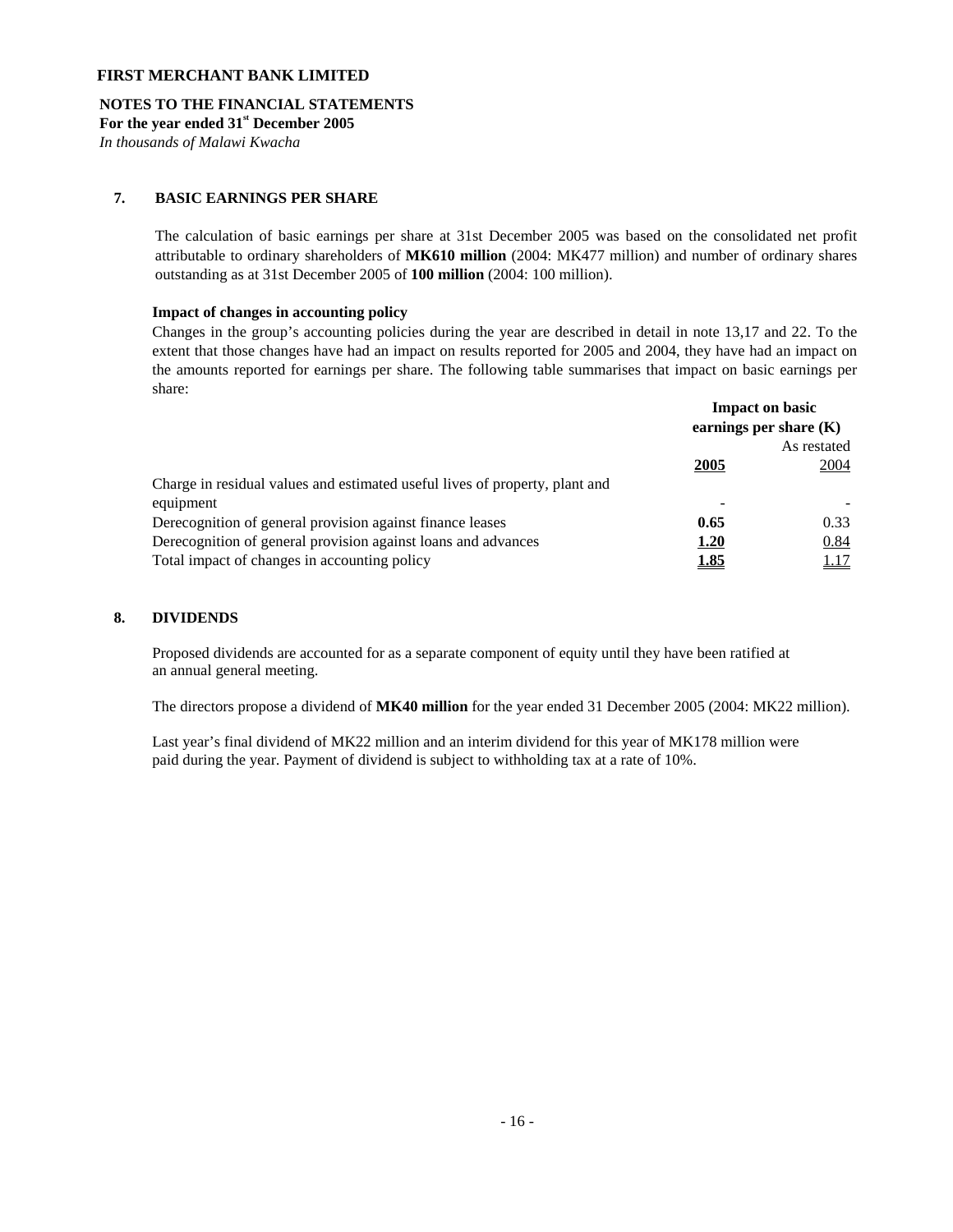**FIRST MERCHANT BANK LIMITED**

**NOTES TO THE FINANCIAL STATEMENTS**
**For the year ended 31st December 2005**
*In thousands of Malawi Kwacha*

## 7. BASIC EARNINGS PER SHARE

The calculation of basic earnings per share at 31st December 2005 was based on the consolidated net profit attributable to ordinary shareholders of **MK610 million** (2004: MK477 million) and number of ordinary shares outstanding as at 31st December 2005 of **100 million** (2004: 100 million).

**Impact of changes in accounting policy**

Changes in the group's accounting policies during the year are described in detail in note 13,17 and 22. To the extent that those changes have had an impact on results reported for 2005 and 2004, they have had an impact on the amounts reported for earnings per share. The following table summarises that impact on basic earnings per share:

| | Impact on basic earnings per share (K) | |
|---|---|---|
| | | As restated |
| | **2005** | 2004 |
| Charge in residual values and estimated useful lives of property, plant and equipment | - | - |
| Derecognition of general provision against finance leases | **0.65** | 0.33 |
| Derecognition of general provision against loans and advances | **1.20** | 0.84 |
| Total impact of changes in accounting policy | **1.85** | 1.17 |

## 8. DIVIDENDS

Proposed dividends are accounted for as a separate component of equity until they have been ratified at an annual general meeting.

The directors propose a dividend of **MK40 million** for the year ended 31 December 2005 (2004: MK22 million).

Last year's final dividend of MK22 million and an interim dividend for this year of MK178 million were paid during the year. Payment of dividend is subject to withholding tax at a rate of 10%.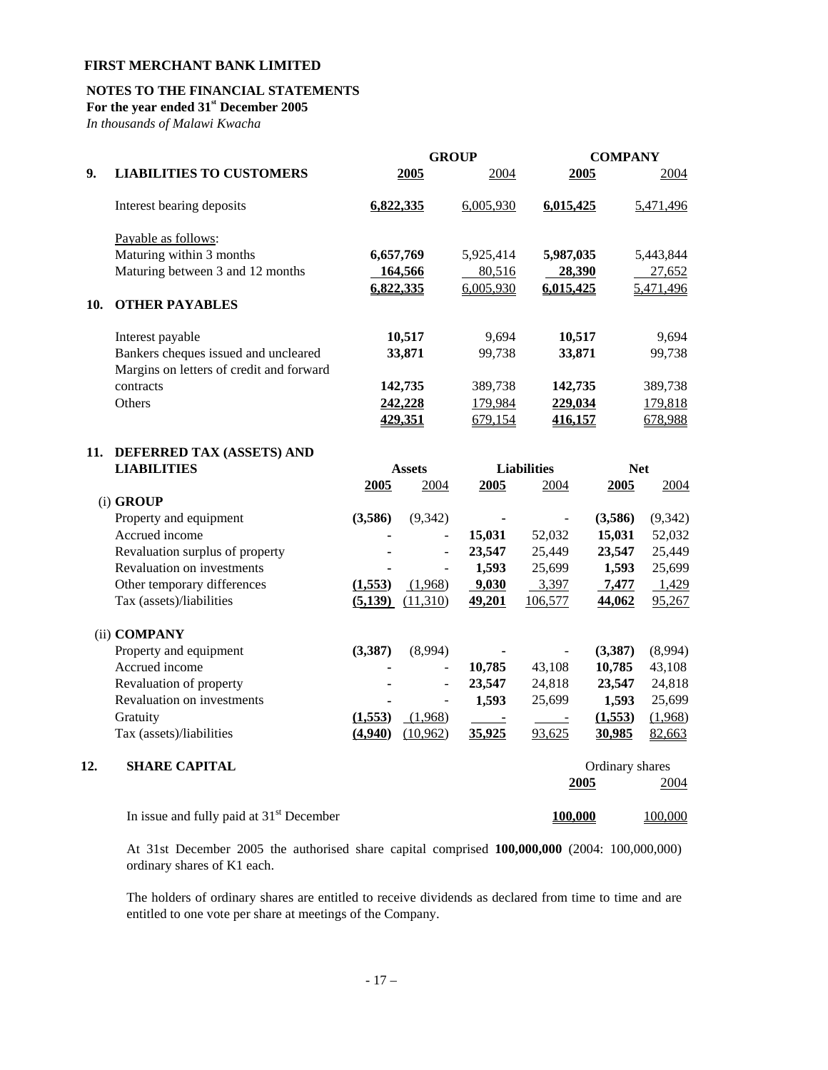**FIRST MERCHANT BANK LIMITED**

**NOTES TO THE FINANCIAL STATEMENTS**
**For the year ended 31st December 2005**
*In thousands of Malawi Kwacha*

| | | GROUP | | COMPANY | |
|---|---|---|---|---|---|
| **9.** | **LIABILITIES TO CUSTOMERS** | **2005** | 2004 | **2005** | 2004 |
| | Interest bearing deposits | **6,822,335** | 6,005,930 | **6,015,425** | 5,471,496 |
| | Payable as follows: | | | | |
| | Maturing within 3 months | **6,657,769** | 5,925,414 | **5,987,035** | 5,443,844 |
| | Maturing between 3 and 12 months | **164,566** | 80,516 | **28,390** | 27,652 |
| | | **6,822,335** | 6,005,930 | **6,015,425** | 5,471,496 |
| **10.** | **OTHER PAYABLES** | | | | |
| | Interest payable | **10,517** | 9,694 | **10,517** | 9,694 |
| | Bankers cheques issued and uncleared | **33,871** | 99,738 | **33,871** | 99,738 |
| | Margins on letters of credit and forward contracts | **142,735** | 389,738 | **142,735** | 389,738 |
| | Others | **242,228** | 179,984 | **229,034** | 179,818 |
| | | **429,351** | 679,154 | **416,157** | 678,988 |

**11. DEFERRED TAX (ASSETS) AND LIABILITIES**

| | Assets | | Liabilities | | Net | |
|---|---|---|---|---|---|---|
| | **2005** | 2004 | **2005** | 2004 | **2005** | 2004 |
| (i) **GROUP** | | | | | | |
| Property and equipment | **(3,586)** | (9,342) | **-** | - | **(3,586)** | (9,342) |
| Accrued income | **-** | - | **15,031** | 52,032 | **15,031** | 52,032 |
| Revaluation surplus of property | **-** | - | **23,547** | 25,449 | **23,547** | 25,449 |
| Revaluation on investments | **-** | - | **1,593** | 25,699 | **1,593** | 25,699 |
| Other temporary differences | **(1,553)** | (1,968) | **9,030** | 3,397 | **7,477** | 1,429 |
| Tax (assets)/liabilities | **(5,139)** | (11,310) | **49,201** | 106,577 | **44,062** | 95,267 |
| (ii) **COMPANY** | | | | | | |
| Property and equipment | **(3,387)** | (8,994) | **-** | - | **(3,387)** | (8,994) |
| Accrued income | **-** | - | **10,785** | 43,108 | **10,785** | 43,108 |
| Revaluation of property | **-** | - | **23,547** | 24,818 | **23,547** | 24,818 |
| Revaluation on investments | **-** | - | **1,593** | 25,699 | **1,593** | 25,699 |
| Gratuity | **(1,553)** | (1,968) | **-** | - | **(1,553)** | (1,968) |
| Tax (assets)/liabilities | **(4,940)** | (10,962) | **35,925** | 93,625 | **30,985** | 82,663 |

**12. SHARE CAPITAL**

| | Ordinary shares | |
|---|---|---|
| | **2005** | 2004 |
| In issue and fully paid at 31st December | **100,000** | 100,000 |

At 31st December 2005 the authorised share capital comprised **100,000,000** (2004: 100,000,000) ordinary shares of K1 each.

The holders of ordinary shares are entitled to receive dividends as declared from time to time and are entitled to one vote per share at meetings of the Company.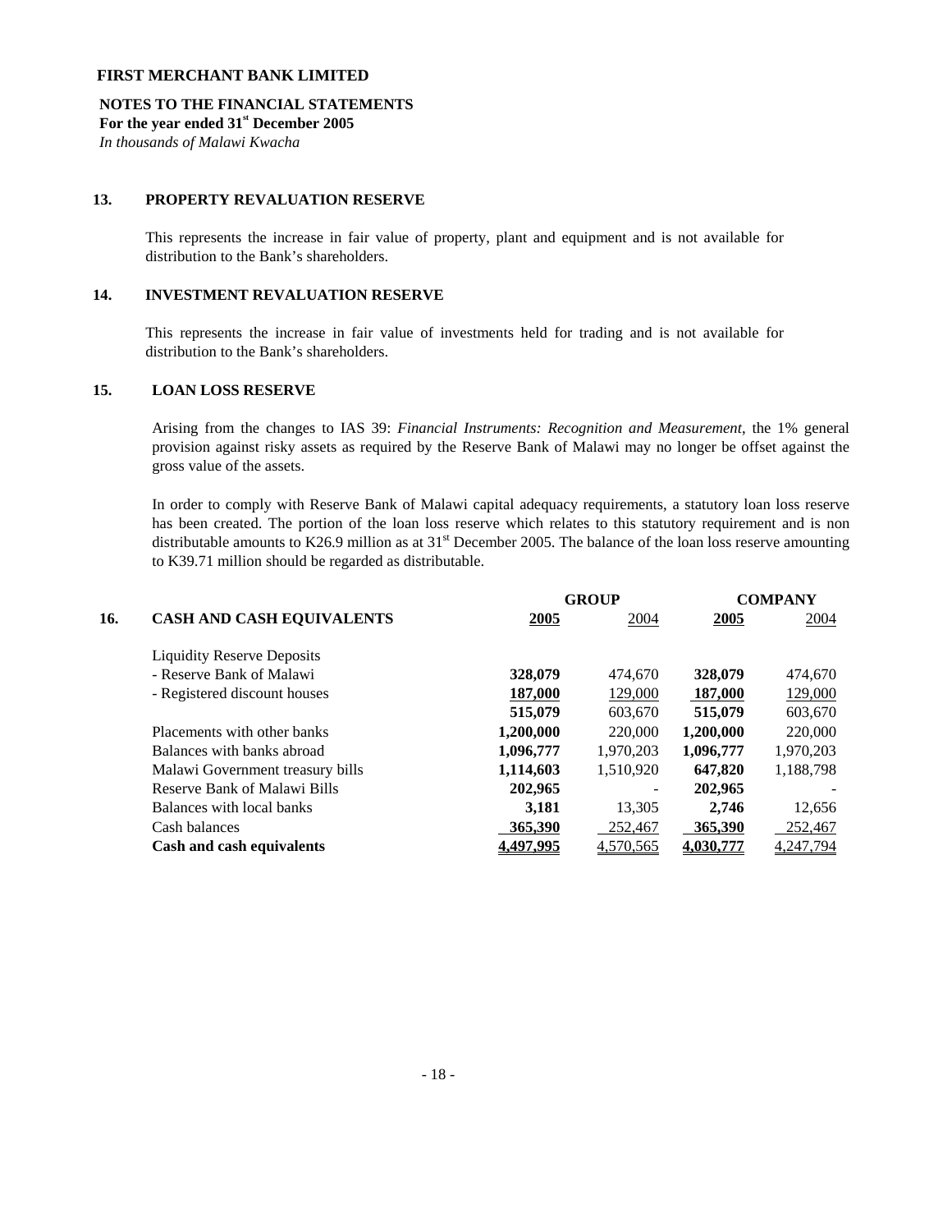**FIRST MERCHANT BANK LIMITED**

**NOTES TO THE FINANCIAL STATEMENTS**
**For the year ended 31st December 2005**
*In thousands of Malawi Kwacha*

## 13. PROPERTY REVALUATION RESERVE

This represents the increase in fair value of property, plant and equipment and is not available for distribution to the Bank's shareholders.

## 14. INVESTMENT REVALUATION RESERVE

This represents the increase in fair value of investments held for trading and is not available for distribution to the Bank's shareholders.

## 15. LOAN LOSS RESERVE

Arising from the changes to IAS 39: *Financial Instruments: Recognition and Measurement*, the 1% general provision against risky assets as required by the Reserve Bank of Malawi may no longer be offset against the gross value of the assets.

In order to comply with Reserve Bank of Malawi capital adequacy requirements, a statutory loan loss reserve has been created. The portion of the loan loss reserve which relates to this statutory requirement and is non distributable amounts to K26.9 million as at 31st December 2005. The balance of the loan loss reserve amounting to K39.71 million should be regarded as distributable.

## 16. CASH AND CASH EQUIVALENTS

| | GROUP | | COMPANY | |
|---|---|---|---|---|
| | **2005** | 2004 | **2005** | 2004 |
| Liquidity Reserve Deposits | | | | |
| - Reserve Bank of Malawi | **328,079** | 474,670 | **328,079** | 474,670 |
| - Registered discount houses | **187,000** | 129,000 | **187,000** | 129,000 |
| | **515,079** | 603,670 | **515,079** | 603,670 |
| Placements with other banks | **1,200,000** | 220,000 | **1,200,000** | 220,000 |
| Balances with banks abroad | **1,096,777** | 1,970,203 | **1,096,777** | 1,970,203 |
| Malawi Government treasury bills | **1,114,603** | 1,510,920 | **647,820** | 1,188,798 |
| Reserve Bank of Malawi Bills | **202,965** | - | **202,965** | - |
| Balances with local banks | **3,181** | 13,305 | **2,746** | 12,656 |
| Cash balances | **365,390** | 252,467 | **365,390** | 252,467 |
| **Cash and cash equivalents** | **4,497,995** | 4,570,565 | **4,030,777** | 4,247,794 |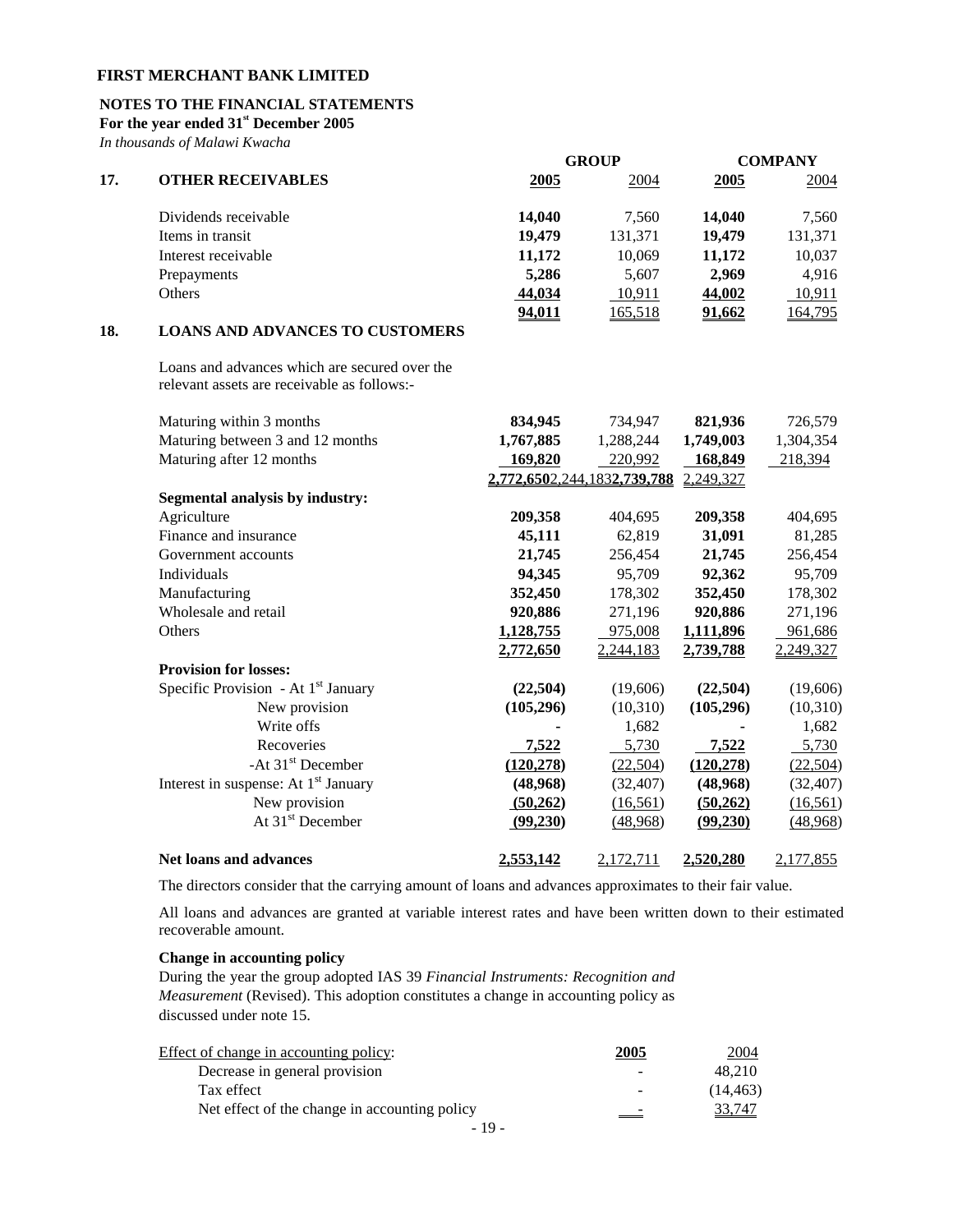**FIRST MERCHANT BANK LIMITED**

**NOTES TO THE FINANCIAL STATEMENTS**
**For the year ended 31st December 2005**
*In thousands of Malawi Kwacha*

| | | GROUP | | COMPANY | |
|---|---|---|---|---|---|
| **17.** | **OTHER RECEIVABLES** | **2005** | 2004 | **2005** | 2004 |
| | Dividends receivable | **14,040** | 7,560 | **14,040** | 7,560 |
| | Items in transit | **19,479** | 131,371 | **19,479** | 131,371 |
| | Interest receivable | **11,172** | 10,069 | **11,172** | 10,037 |
| | Prepayments | **5,286** | 5,607 | **2,969** | 4,916 |
| | Others | **44,034** | 10,911 | **44,002** | 10,911 |
| | | **94,011** | 165,518 | **91,662** | 164,795 |

| | | GROUP | | COMPANY | |
|---|---|---|---|---|---|
| **18.** | **LOANS AND ADVANCES TO CUSTOMERS** | **2005** | 2004 | **2005** | 2004 |
| | Loans and advances which are secured over the relevant assets are receivable as follows:- | | | | |
| | Maturing within 3 months | **834,945** | 734,947 | **821,936** | 726,579 |
| | Maturing between 3 and 12 months | **1,767,885** | 1,288,244 | **1,749,003** | 1,304,354 |
| | Maturing after 12 months | **169,820** | 220,992 | **168,849** | 218,394 |
| | | **2,772,650** | 2,244,183 | **2,739,788** | 2,249,327 |
| | **Segmental analysis by industry:** | | | | |
| | Agriculture | **209,358** | 404,695 | **209,358** | 404,695 |
| | Finance and insurance | **45,111** | 62,819 | **31,091** | 81,285 |
| | Government accounts | **21,745** | 256,454 | **21,745** | 256,454 |
| | Individuals | **94,345** | 95,709 | **92,362** | 95,709 |
| | Manufacturing | **352,450** | 178,302 | **352,450** | 178,302 |
| | Wholesale and retail | **920,886** | 271,196 | **920,886** | 271,196 |
| | Others | **1,128,755** | 975,008 | **1,111,896** | 961,686 |
| | | **2,772,650** | 2,244,183 | **2,739,788** | 2,249,327 |
| | **Provision for losses:** | | | | |
| | Specific Provision - At 1st January | **(22,504)** | (19,606) | **(22,504)** | (19,606) |
| | New provision | **(105,296)** | (10,310) | **(105,296)** | (10,310) |
| | Write offs | **-** | 1,682 | **-** | 1,682 |
| | Recoveries | **7,522** | 5,730 | **7,522** | 5,730 |
| | -At 31st December | **(120,278)** | (22,504) | **(120,278)** | (22,504) |
| | Interest in suspense: At 1st January | **(48,968)** | (32,407) | **(48,968)** | (32,407) |
| | New provision | **(50,262)** | (16,561) | **(50,262)** | (16,561) |
| | At 31st December | **(99,230)** | (48,968) | **(99,230)** | (48,968) |
| | **Net loans and advances** | **2,553,142** | 2,172,711 | **2,520,280** | 2,177,855 |

The directors consider that the carrying amount of loans and advances approximates to their fair value.

All loans and advances are granted at variable interest rates and have been written down to their estimated recoverable amount.

**Change in accounting policy**

During the year the group adopted IAS 39 *Financial Instruments: Recognition and Measurement* (Revised). This adoption constitutes a change in accounting policy as discussed under note 15.

| Effect of change in accounting policy: | **2005** | 2004 |
|---|---|---|
| Decrease in general provision | - | 48,210 |
| Tax effect | - | (14,463) |
| Net effect of the change in accounting policy | - | 33,747 |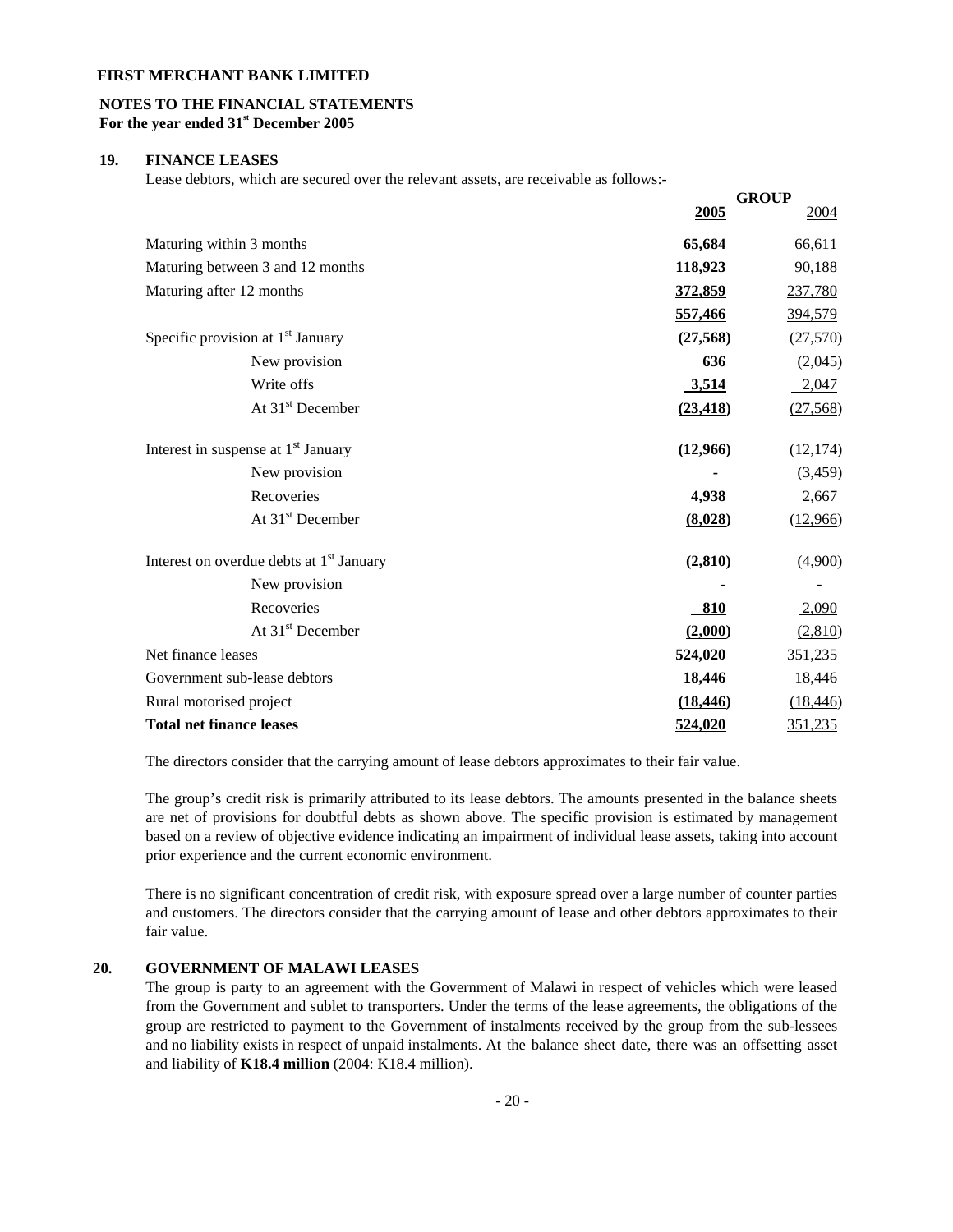**FIRST MERCHANT BANK LIMITED**

**NOTES TO THE FINANCIAL STATEMENTS**
**For the year ended 31st December 2005**

## 19. FINANCE LEASES

Lease debtors, which are secured over the relevant assets, are receivable as follows:-

| | GROUP | |
|---|---|---|
| | **2005** | 2004 |
| Maturing within 3 months | **65,684** | 66,611 |
| Maturing between 3 and 12 months | **118,923** | 90,188 |
| Maturing after 12 months | **372,859** | 237,780 |
| | **557,466** | 394,579 |
| Specific provision at 1st January | **(27,568)** | (27,570) |
| New provision | **636** | (2,045) |
| Write offs | **3,514** | 2,047 |
| At 31st December | **(23,418)** | (27,568) |
| Interest in suspense at 1st January | **(12,966)** | (12,174) |
| New provision | **-** | (3,459) |
| Recoveries | **4,938** | 2,667 |
| At 31st December | **(8,028)** | (12,966) |
| Interest on overdue debts at 1st January | **(2,810)** | (4,900) |
| New provision | - | - |
| Recoveries | **810** | 2,090 |
| At 31st December | **(2,000)** | (2,810) |
| Net finance leases | **524,020** | 351,235 |
| Government sub-lease debtors | **18,446** | 18,446 |
| Rural motorised project | **(18,446)** | (18,446) |
| **Total net finance leases** | **524,020** | 351,235 |

The directors consider that the carrying amount of lease debtors approximates to their fair value.

The group's credit risk is primarily attributed to its lease debtors. The amounts presented in the balance sheets are net of provisions for doubtful debts as shown above. The specific provision is estimated by management based on a review of objective evidence indicating an impairment of individual lease assets, taking into account prior experience and the current economic environment.

There is no significant concentration of credit risk, with exposure spread over a large number of counter parties and customers. The directors consider that the carrying amount of lease and other debtors approximates to their fair value.

## 20. GOVERNMENT OF MALAWI LEASES

The group is party to an agreement with the Government of Malawi in respect of vehicles which were leased from the Government and sublet to transporters. Under the terms of the lease agreements, the obligations of the group are restricted to payment to the Government of instalments received by the group from the sub-lessees and no liability exists in respect of unpaid instalments. At the balance sheet date, there was an offsetting asset and liability of **K18.4 million** (2004: K18.4 million).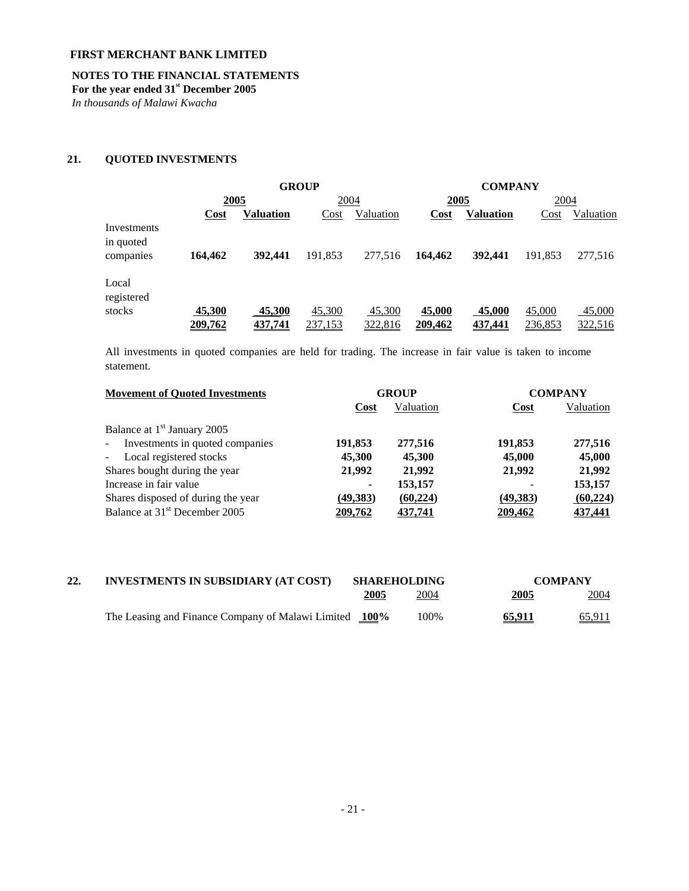**FIRST MERCHANT BANK LIMITED**

**NOTES TO THE FINANCIAL STATEMENTS**
**For the year ended 31st December 2005**
*In thousands of Malawi Kwacha*

## 21. QUOTED INVESTMENTS

| | GROUP | | | | COMPANY | | | |
|---|---|---|---|---|---|---|---|---|
| | **2005** | | 2004 | | **2005** | | 2004 | |
| | **Cost** | **Valuation** | Cost | Valuation | **Cost** | **Valuation** | Cost | Valuation |
| Investments in quoted companies | **164,462** | **392,441** | 191,853 | 277,516 | **164,462** | **392,441** | 191,853 | 277,516 |
| Local registered stocks | **45,300** | **45,300** | 45,300 | 45,300 | **45,000** | **45,000** | 45,000 | 45,000 |
| | **209,762** | **437,741** | 237,153 | 322,816 | **209,462** | **437,441** | 236,853 | 322,516 |

All investments in quoted companies are held for trading. The increase in fair value is taken to income statement.

| **Movement of Quoted Investments** | GROUP | | COMPANY | |
|---|---|---|---|---|
| | **Cost** | Valuation | **Cost** | Valuation |
| Balance at 1st January 2005 | | | | |
| - Investments in quoted companies | **191,853** | **277,516** | **191,853** | **277,516** |
| - Local registered stocks | **45,300** | **45,300** | **45,000** | **45,000** |
| Shares bought during the year | **21,992** | **21,992** | **21,992** | **21,992** |
| Increase in fair value | **-** | **153,157** | **-** | **153,157** |
| Shares disposed of during the year | **(49,383)** | **(60,224)** | **(49,383)** | **(60,224)** |
| Balance at 31st December 2005 | **209,762** | **437,741** | **209,462** | **437,441** |

## 22. INVESTMENTS IN SUBSIDIARY (AT COST)

| | SHAREHOLDING | | COMPANY | |
|---|---|---|---|---|
| | **2005** | 2004 | **2005** | 2004 |
| The Leasing and Finance Company of Malawi Limited | **100%** | 100% | **65,911** | 65,911 |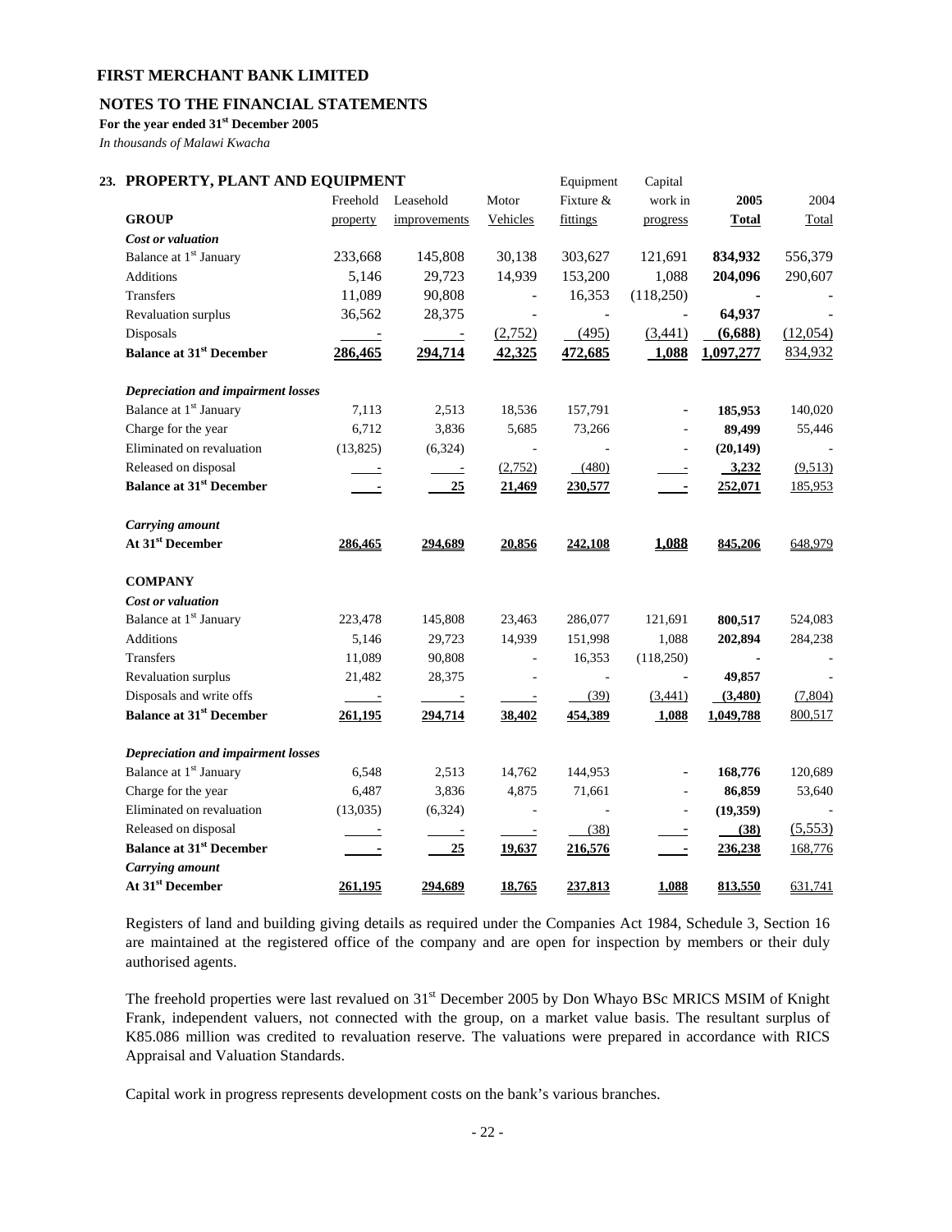**FIRST MERCHANT BANK LIMITED**

**NOTES TO THE FINANCIAL STATEMENTS**

**For the year ended 31st December 2005**

*In thousands of Malawi Kwacha*

## 23. PROPERTY, PLANT AND EQUIPMENT

| | Freehold property | Leasehold improvements | Motor Vehicles | Equipment Fixture & fittings | Capital work in progress | 2005 Total | 2004 Total |
|---|---|---|---|---|---|---|---|
| **GROUP** | | | | | | | |
| ***Cost or valuation*** | | | | | | | |
| Balance at 1st January | 233,668 | 145,808 | 30,138 | 303,627 | 121,691 | **834,932** | 556,379 |
| Additions | 5,146 | 29,723 | 14,939 | 153,200 | 1,088 | **204,096** | 290,607 |
| Transfers | 11,089 | 90,808 | - | 16,353 | (118,250) | **-** | - |
| Revaluation surplus | 36,562 | 28,375 | - | - | - | **64,937** | - |
| Disposals | - | - | (2,752) | (495) | (3,441) | **(6,688)** | (12,054) |
| **Balance at 31st December** | **286,465** | **294,714** | **42,325** | **472,685** | **1,088** | **1,097,277** | 834,932 |
| ***Depreciation and impairment losses*** | | | | | | | |
| Balance at 1st January | 7,113 | 2,513 | 18,536 | 157,791 | - | **185,953** | 140,020 |
| Charge for the year | 6,712 | 3,836 | 5,685 | 73,266 | - | **89,499** | 55,446 |
| Eliminated on revaluation | (13,825) | (6,324) | - | - | - | **(20,149)** | - |
| Released on disposal | - | - | (2,752) | (480) | - | **3,232** | (9,513) |
| **Balance at 31st December** | **-** | **25** | **21,469** | **230,577** | **-** | **252,071** | 185,953 |
| ***Carrying amount*** | | | | | | | |
| **At 31st December** | **286,465** | **294,689** | **20,856** | **242,108** | **1,088** | **845,206** | 648,979 |
| **COMPANY** | | | | | | | |
| ***Cost or valuation*** | | | | | | | |
| Balance at 1st January | 223,478 | 145,808 | 23,463 | 286,077 | 121,691 | **800,517** | 524,083 |
| Additions | 5,146 | 29,723 | 14,939 | 151,998 | 1,088 | **202,894** | 284,238 |
| Transfers | 11,089 | 90,808 | - | 16,353 | (118,250) | **-** | - |
| Revaluation surplus | 21,482 | 28,375 | - | - | - | **49,857** | - |
| Disposals and write offs | - | - | - | (39) | (3,441) | **(3,480)** | (7,804) |
| **Balance at 31st December** | **261,195** | **294,714** | **38,402** | **454,389** | **1,088** | **1,049,788** | 800,517 |
| ***Depreciation and impairment losses*** | | | | | | | |
| Balance at 1st January | 6,548 | 2,513 | 14,762 | 144,953 | - | **168,776** | 120,689 |
| Charge for the year | 6,487 | 3,836 | 4,875 | 71,661 | - | **86,859** | 53,640 |
| Eliminated on revaluation | (13,035) | (6,324) | - | - | - | **(19,359)** | - |
| Released on disposal | - | - | - | (38) | - | **(38)** | (5,553) |
| **Balance at 31st December** | **-** | **25** | **19,637** | **216,576** | **-** | **236,238** | 168,776 |
| ***Carrying amount*** | | | | | | | |
| **At 31st December** | **261,195** | **294,689** | **18,765** | **237,813** | **1,088** | **813,550** | 631,741 |

Registers of land and building giving details as required under the Companies Act 1984, Schedule 3, Section 16 are maintained at the registered office of the company and are open for inspection by members or their duly authorised agents.

The freehold properties were last revalued on 31st December 2005 by Don Whayo BSc MRICS MSIM of Knight Frank, independent valuers, not connected with the group, on a market value basis. The resultant surplus of K85.086 million was credited to revaluation reserve. The valuations were prepared in accordance with RICS Appraisal and Valuation Standards.

Capital work in progress represents development costs on the bank's various branches.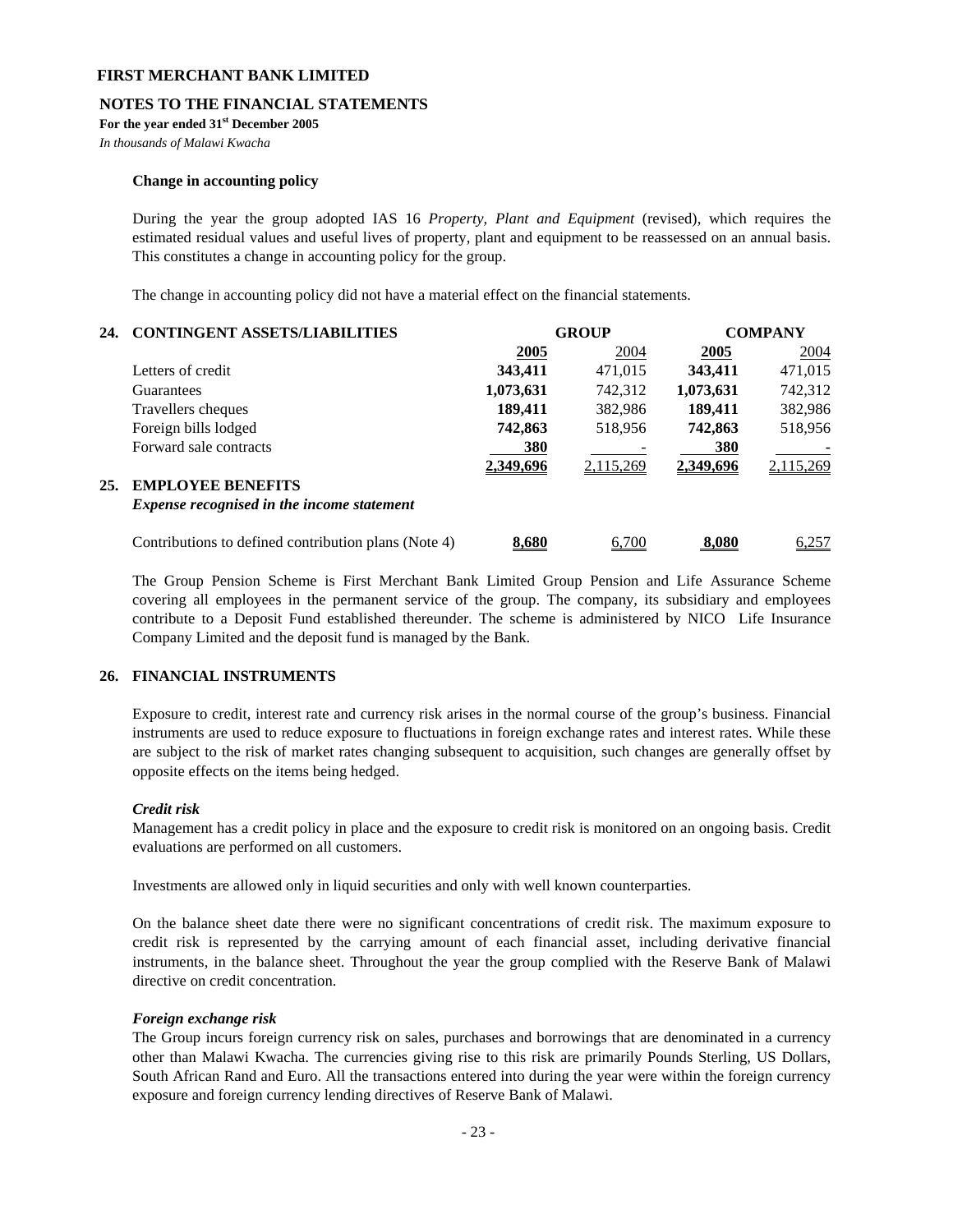**FIRST MERCHANT BANK LIMITED**

**NOTES TO THE FINANCIAL STATEMENTS**

**For the year ended 31st December 2005**

*In thousands of Malawi Kwacha*

**Change in accounting policy**

During the year the group adopted IAS 16 *Property, Plant and Equipment* (revised), which requires the estimated residual values and useful lives of property, plant and equipment to be reassessed on an annual basis. This constitutes a change in accounting policy for the group.

The change in accounting policy did not have a material effect on the financial statements.

## 24. CONTINGENT ASSETS/LIABILITIES

| | GROUP | | COMPANY | |
|---|---|---|---|---|
| | **2005** | 2004 | **2005** | 2004 |
| Letters of credit | **343,411** | 471,015 | **343,411** | 471,015 |
| Guarantees | **1,073,631** | 742,312 | **1,073,631** | 742,312 |
| Travellers cheques | **189,411** | 382,986 | **189,411** | 382,986 |
| Foreign bills lodged | **742,863** | 518,956 | **742,863** | 518,956 |
| Forward sale contracts | **380** | - | **380** | - |
| | **2,349,696** | 2,115,269 | **2,349,696** | 2,115,269 |

## 25. EMPLOYEE BENEFITS

***Expense recognised in the income statement***

| | GROUP 2005 | GROUP 2004 | COMPANY 2005 | COMPANY 2004 |
|---|---|---|---|---|
| Contributions to defined contribution plans (Note 4) | **8,680** | 6,700 | **8,080** | 6,257 |

The Group Pension Scheme is First Merchant Bank Limited Group Pension and Life Assurance Scheme covering all employees in the permanent service of the group. The company, its subsidiary and employees contribute to a Deposit Fund established thereunder. The scheme is administered by NICO Life Insurance Company Limited and the deposit fund is managed by the Bank.

## 26. FINANCIAL INSTRUMENTS

Exposure to credit, interest rate and currency risk arises in the normal course of the group's business. Financial instruments are used to reduce exposure to fluctuations in foreign exchange rates and interest rates. While these are subject to the risk of market rates changing subsequent to acquisition, such changes are generally offset by opposite effects on the items being hedged.

***Credit risk***

Management has a credit policy in place and the exposure to credit risk is monitored on an ongoing basis. Credit evaluations are performed on all customers.

Investments are allowed only in liquid securities and only with well known counterparties.

On the balance sheet date there were no significant concentrations of credit risk. The maximum exposure to credit risk is represented by the carrying amount of each financial asset, including derivative financial instruments, in the balance sheet. Throughout the year the group complied with the Reserve Bank of Malawi directive on credit concentration.

***Foreign exchange risk***

The Group incurs foreign currency risk on sales, purchases and borrowings that are denominated in a currency other than Malawi Kwacha. The currencies giving rise to this risk are primarily Pounds Sterling, US Dollars, South African Rand and Euro. All the transactions entered into during the year were within the foreign currency exposure and foreign currency lending directives of Reserve Bank of Malawi.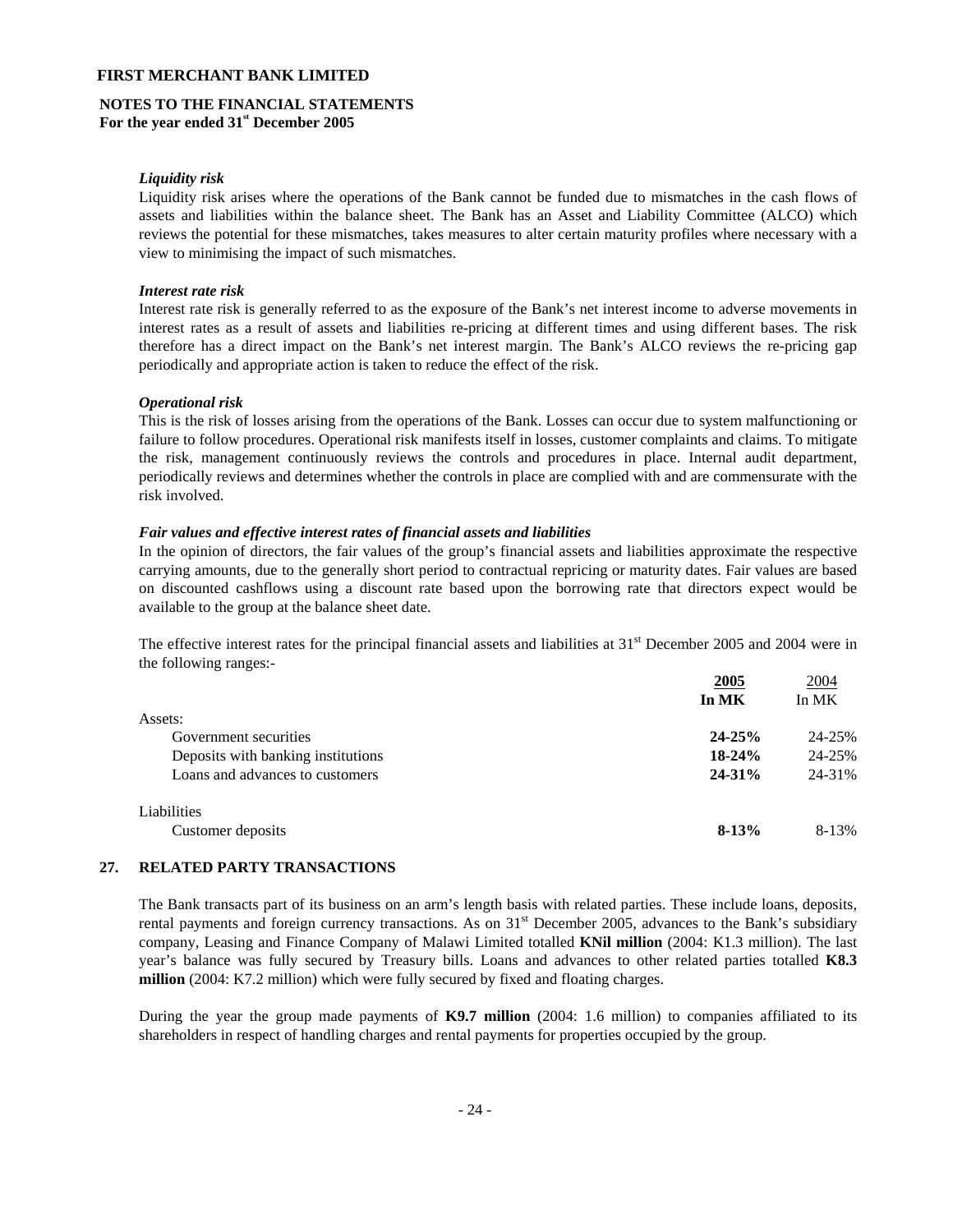**FIRST MERCHANT BANK LIMITED**

**NOTES TO THE FINANCIAL STATEMENTS**
**For the year ended 31st December 2005**

***Liquidity risk***

Liquidity risk arises where the operations of the Bank cannot be funded due to mismatches in the cash flows of assets and liabilities within the balance sheet. The Bank has an Asset and Liability Committee (ALCO) which reviews the potential for these mismatches, takes measures to alter certain maturity profiles where necessary with a view to minimising the impact of such mismatches.

***Interest rate risk***

Interest rate risk is generally referred to as the exposure of the Bank's net interest income to adverse movements in interest rates as a result of assets and liabilities re-pricing at different times and using different bases. The risk therefore has a direct impact on the Bank's net interest margin. The Bank's ALCO reviews the re-pricing gap periodically and appropriate action is taken to reduce the effect of the risk.

***Operational risk***

This is the risk of losses arising from the operations of the Bank. Losses can occur due to system malfunctioning or failure to follow procedures. Operational risk manifests itself in losses, customer complaints and claims. To mitigate the risk, management continuously reviews the controls and procedures in place. Internal audit department, periodically reviews and determines whether the controls in place are complied with and are commensurate with the risk involved.

***Fair values and effective interest rates of financial assets and liabilities***

In the opinion of directors, the fair values of the group's financial assets and liabilities approximate the respective carrying amounts, due to the generally short period to contractual repricing or maturity dates. Fair values are based on discounted cashflows using a discount rate based upon the borrowing rate that directors expect would be available to the group at the balance sheet date.

The effective interest rates for the principal financial assets and liabilities at 31st December 2005 and 2004 were in the following ranges:-

| | **2005** | 2004 |
|---|---|---|
| | **In MK** | In MK |
| Assets: | | |
| Government securities | **24-25%** | 24-25% |
| Deposits with banking institutions | **18-24%** | 24-25% |
| Loans and advances to customers | **24-31%** | 24-31% |
| Liabilities | | |
| Customer deposits | **8-13%** | 8-13% |

## 27. RELATED PARTY TRANSACTIONS

The Bank transacts part of its business on an arm's length basis with related parties. These include loans, deposits, rental payments and foreign currency transactions. As on 31st December 2005, advances to the Bank's subsidiary company, Leasing and Finance Company of Malawi Limited totalled **KNil million** (2004: K1.3 million). The last year's balance was fully secured by Treasury bills. Loans and advances to other related parties totalled **K8.3 million** (2004: K7.2 million) which were fully secured by fixed and floating charges.

During the year the group made payments of **K9.7 million** (2004: 1.6 million) to companies affiliated to its shareholders in respect of handling charges and rental payments for properties occupied by the group.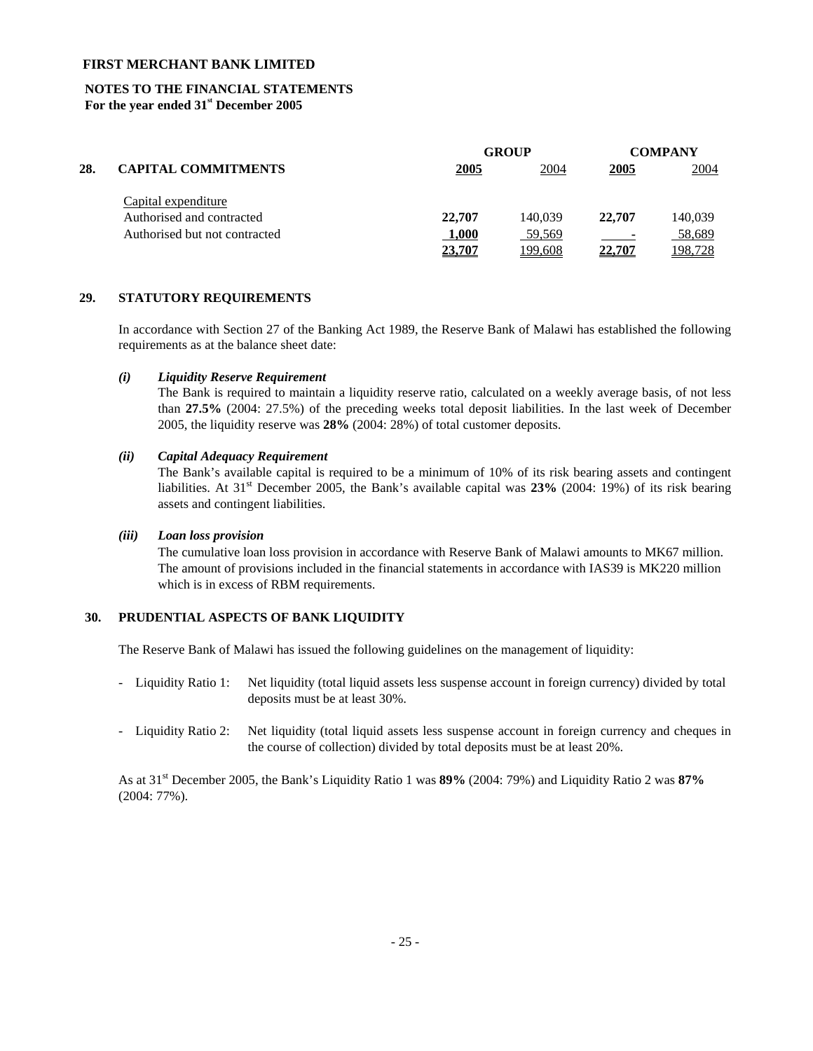**FIRST MERCHANT BANK LIMITED**

**NOTES TO THE FINANCIAL STATEMENTS**
**For the year ended 31st December 2005**

| **28. CAPITAL COMMITMENTS** | **GROUP** | | **COMPANY** | |
|---|---|---|---|---|
| | **2005** | 2004 | **2005** | 2004 |
| Capital expenditure | | | | |
| Authorised and contracted | **22,707** | 140,039 | **22,707** | 140,039 |
| Authorised but not contracted | **1,000** | 59,569 | **-** | 58,689 |
| | **23,707** | 199,608 | **22,707** | 198,728 |

## 29. STATUTORY REQUIREMENTS

In accordance with Section 27 of the Banking Act 1989, the Reserve Bank of Malawi has established the following requirements as at the balance sheet date:

***(i) Liquidity Reserve Requirement***

The Bank is required to maintain a liquidity reserve ratio, calculated on a weekly average basis, of not less than **27.5%** (2004: 27.5%) of the preceding weeks total deposit liabilities. In the last week of December 2005, the liquidity reserve was **28%** (2004: 28%) of total customer deposits.

***(ii) Capital Adequacy Requirement***

The Bank's available capital is required to be a minimum of 10% of its risk bearing assets and contingent liabilities. At 31st December 2005, the Bank's available capital was **23%** (2004: 19%) of its risk bearing assets and contingent liabilities.

***(iii) Loan loss provision***

The cumulative loan loss provision in accordance with Reserve Bank of Malawi amounts to MK67 million. The amount of provisions included in the financial statements in accordance with IAS39 is MK220 million which is in excess of RBM requirements.

## 30. PRUDENTIAL ASPECTS OF BANK LIQUIDITY

The Reserve Bank of Malawi has issued the following guidelines on the management of liquidity:

- Liquidity Ratio 1: Net liquidity (total liquid assets less suspense account in foreign currency) divided by total deposits must be at least 30%.
- Liquidity Ratio 2: Net liquidity (total liquid assets less suspense account in foreign currency and cheques in the course of collection) divided by total deposits must be at least 20%.

As at 31st December 2005, the Bank's Liquidity Ratio 1 was **89%** (2004: 79%) and Liquidity Ratio 2 was **87%** (2004: 77%).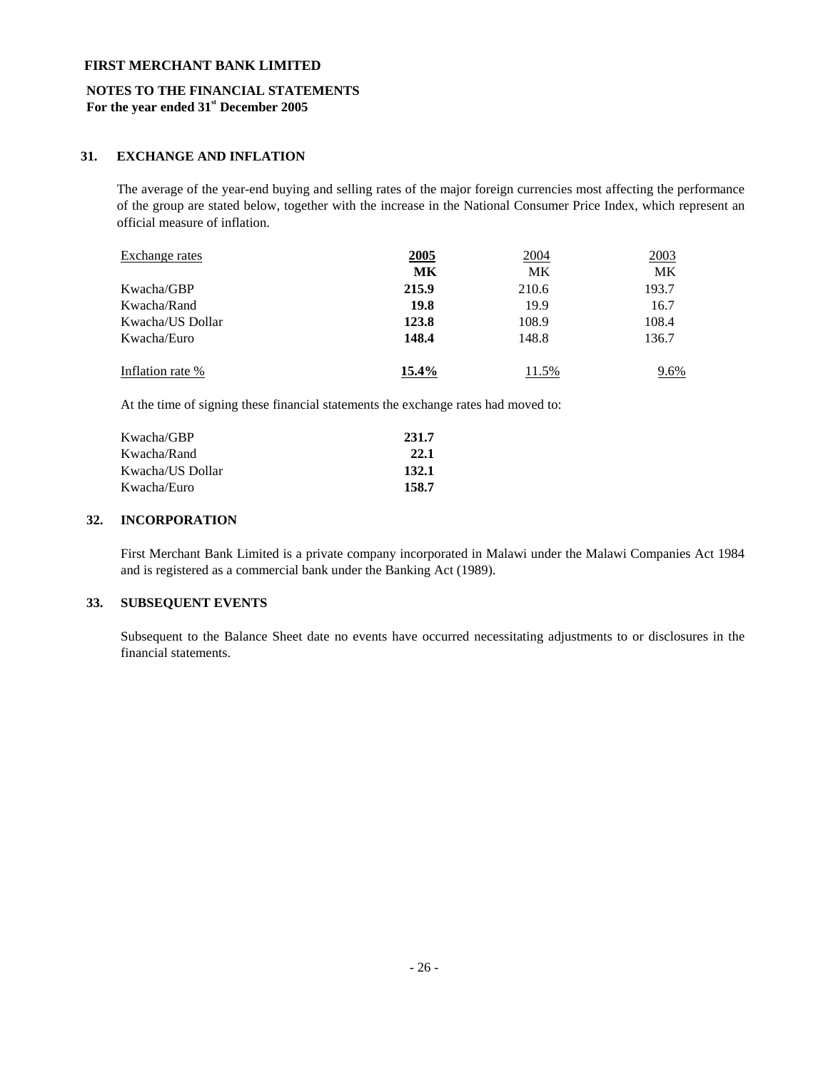**FIRST MERCHANT BANK LIMITED**

**NOTES TO THE FINANCIAL STATEMENTS**
**For the year ended 31st December 2005**

## 31. EXCHANGE AND INFLATION

The average of the year-end buying and selling rates of the major foreign currencies most affecting the performance of the group are stated below, together with the increase in the National Consumer Price Index, which represent an official measure of inflation.

| Exchange rates | **2005** | 2004 | 2003 |
|---|---|---|---|
| | **MK** | MK | MK |
| Kwacha/GBP | **215.9** | 210.6 | 193.7 |
| Kwacha/Rand | **19.8** | 19.9 | 16.7 |
| Kwacha/US Dollar | **123.8** | 108.9 | 108.4 |
| Kwacha/Euro | **148.4** | 148.8 | 136.7 |
| Inflation rate % | **15.4%** | 11.5% | 9.6% |

At the time of signing these financial statements the exchange rates had moved to:

| | |
|---|---|
| Kwacha/GBP | **231.7** |
| Kwacha/Rand | **22.1** |
| Kwacha/US Dollar | **132.1** |
| Kwacha/Euro | **158.7** |

## 32. INCORPORATION

First Merchant Bank Limited is a private company incorporated in Malawi under the Malawi Companies Act 1984 and is registered as a commercial bank under the Banking Act (1989).

## 33. SUBSEQUENT EVENTS

Subsequent to the Balance Sheet date no events have occurred necessitating adjustments to or disclosures in the financial statements.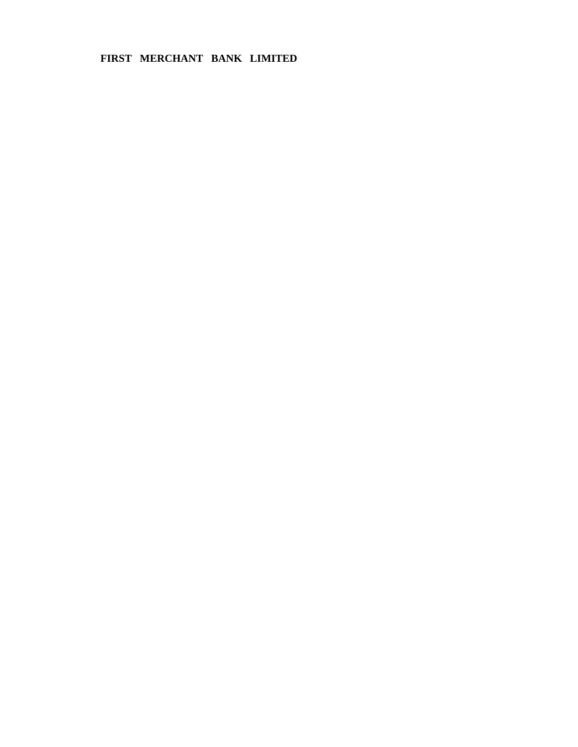**FIRST MERCHANT BANK LIMITED**